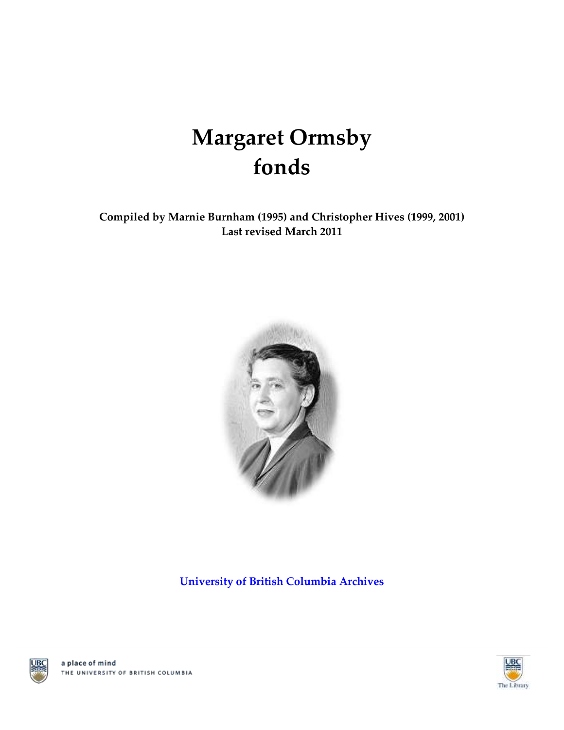# Margaret Ormsby fonds

**Compiled by Marnie Burnham (1995) and Christopher Hives (1999, 2001)**
**Last revised March 2011**

**University of British Columbia Archives**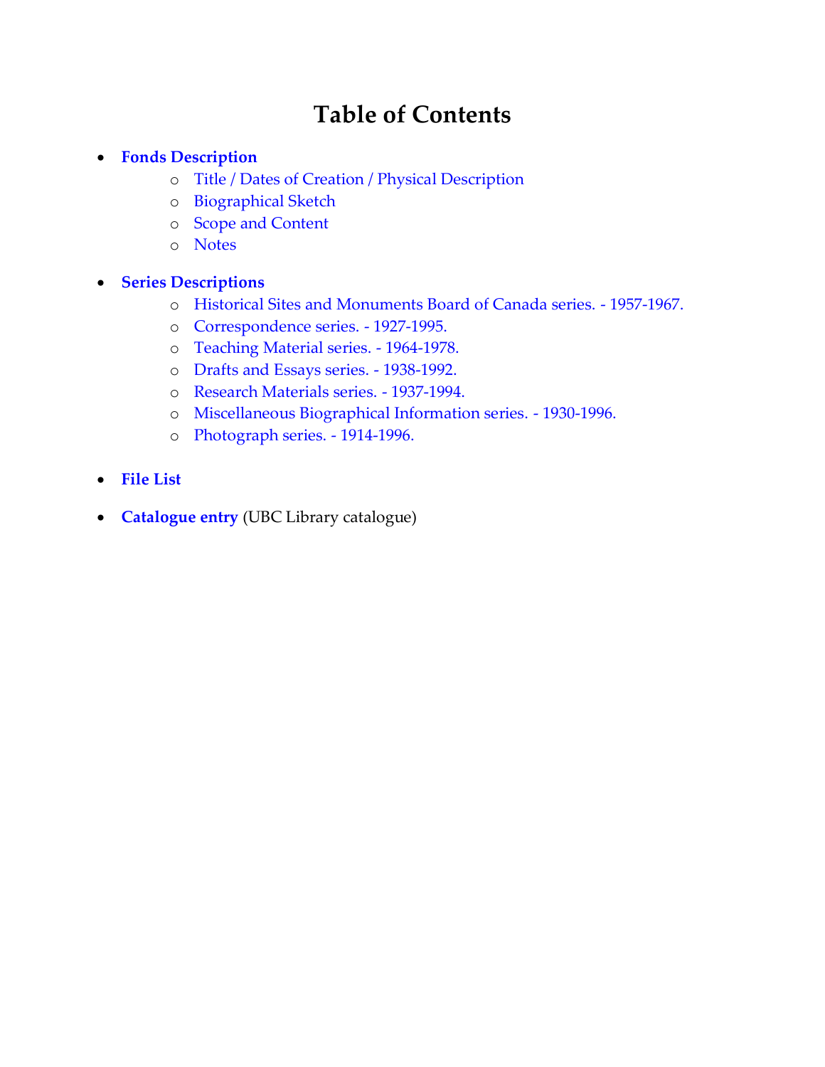# Table of Contents

- **Fonds Description**
  - Title / Dates of Creation / Physical Description
  - Biographical Sketch
  - Scope and Content
  - Notes
- **Series Descriptions**
  - Historical Sites and Monuments Board of Canada series. - 1957-1967.
  - Correspondence series. - 1927-1995.
  - Teaching Material series. - 1964-1978.
  - Drafts and Essays series. - 1938-1992.
  - Research Materials series. - 1937-1994.
  - Miscellaneous Biographical Information series. - 1930-1996.
  - Photograph series. - 1914-1996.
- **File List**
- **Catalogue entry** (UBC Library catalogue)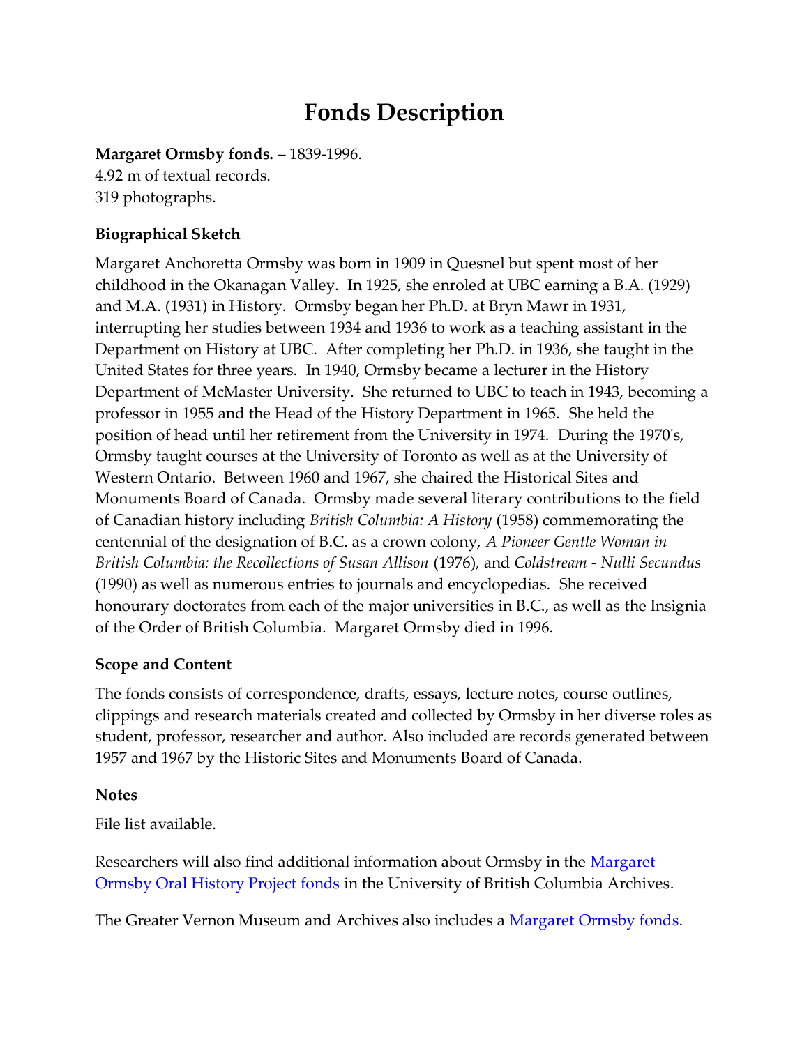# Fonds Description

**Margaret Ormsby fonds.** – 1839-1996.
4.92 m of textual records.
319 photographs.

### Biographical Sketch

Margaret Anchoretta Ormsby was born in 1909 in Quesnel but spent most of her childhood in the Okanagan Valley. In 1925, she enroled at UBC earning a B.A. (1929) and M.A. (1931) in History. Ormsby began her Ph.D. at Bryn Mawr in 1931, interrupting her studies between 1934 and 1936 to work as a teaching assistant in the Department on History at UBC. After completing her Ph.D. in 1936, she taught in the United States for three years. In 1940, Ormsby became a lecturer in the History Department of McMaster University. She returned to UBC to teach in 1943, becoming a professor in 1955 and the Head of the History Department in 1965. She held the position of head until her retirement from the University in 1974. During the 1970's, Ormsby taught courses at the University of Toronto as well as at the University of Western Ontario. Between 1960 and 1967, she chaired the Historical Sites and Monuments Board of Canada. Ormsby made several literary contributions to the field of Canadian history including *British Columbia: A History* (1958) commemorating the centennial of the designation of B.C. as a crown colony, *A Pioneer Gentle Woman in British Columbia: the Recollections of Susan Allison* (1976), and *Coldstream - Nulli Secundus* (1990) as well as numerous entries to journals and encyclopedias. She received honourary doctorates from each of the major universities in B.C., as well as the Insignia of the Order of British Columbia. Margaret Ormsby died in 1996.

### Scope and Content

The fonds consists of correspondence, drafts, essays, lecture notes, course outlines, clippings and research materials created and collected by Ormsby in her diverse roles as student, professor, researcher and author. Also included are records generated between 1957 and 1967 by the Historic Sites and Monuments Board of Canada.

### Notes

File list available.

Researchers will also find additional information about Ormsby in the Margaret Ormsby Oral History Project fonds in the University of British Columbia Archives.

The Greater Vernon Museum and Archives also includes a Margaret Ormsby fonds.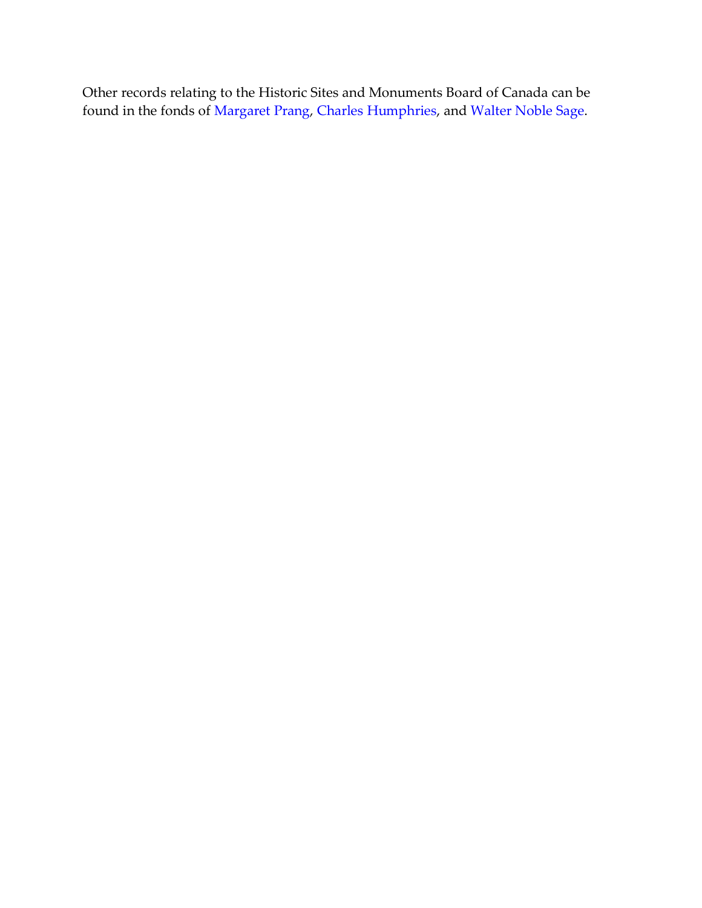Other records relating to the Historic Sites and Monuments Board of Canada can be found in the fonds of Margaret Prang, Charles Humphries, and Walter Noble Sage.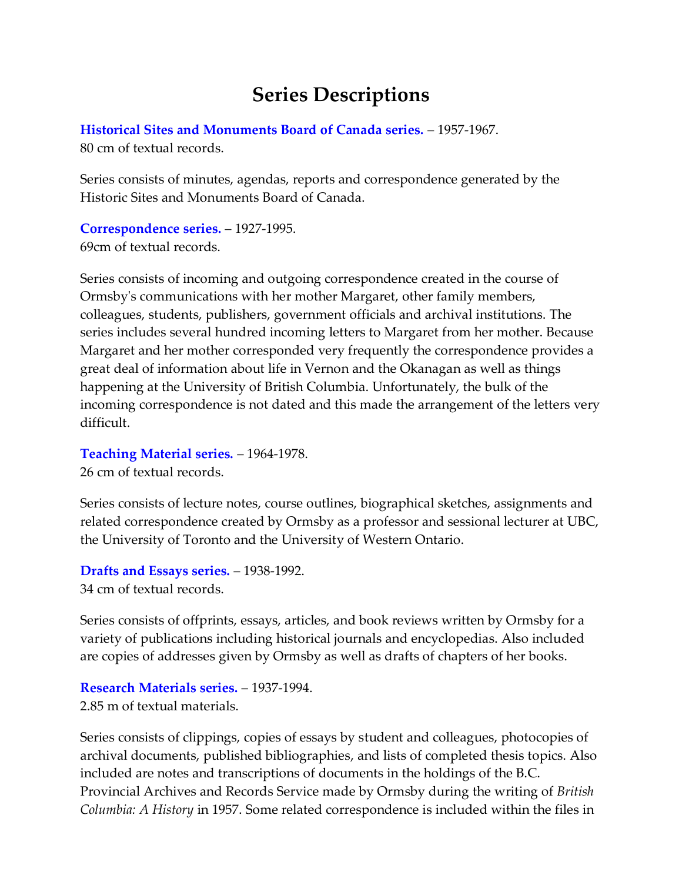# Series Descriptions

**Historical Sites and Monuments Board of Canada series.** – 1957-1967.
80 cm of textual records.

Series consists of minutes, agendas, reports and correspondence generated by the Historic Sites and Monuments Board of Canada.

**Correspondence series.** – 1927-1995.
69cm of textual records.

Series consists of incoming and outgoing correspondence created in the course of Ormsby's communications with her mother Margaret, other family members, colleagues, students, publishers, government officials and archival institutions. The series includes several hundred incoming letters to Margaret from her mother. Because Margaret and her mother corresponded very frequently the correspondence provides a great deal of information about life in Vernon and the Okanagan as well as things happening at the University of British Columbia. Unfortunately, the bulk of the incoming correspondence is not dated and this made the arrangement of the letters very difficult.

**Teaching Material series.** – 1964-1978.
26 cm of textual records.

Series consists of lecture notes, course outlines, biographical sketches, assignments and related correspondence created by Ormsby as a professor and sessional lecturer at UBC, the University of Toronto and the University of Western Ontario.

**Drafts and Essays series.** – 1938-1992.
34 cm of textual records.

Series consists of offprints, essays, articles, and book reviews written by Ormsby for a variety of publications including historical journals and encyclopedias. Also included are copies of addresses given by Ormsby as well as drafts of chapters of her books.

**Research Materials series.** – 1937-1994.
2.85 m of textual materials.

Series consists of clippings, copies of essays by student and colleagues, photocopies of archival documents, published bibliographies, and lists of completed thesis topics. Also included are notes and transcriptions of documents in the holdings of the B.C. Provincial Archives and Records Service made by Ormsby during the writing of *British Columbia: A History* in 1957. Some related correspondence is included within the files in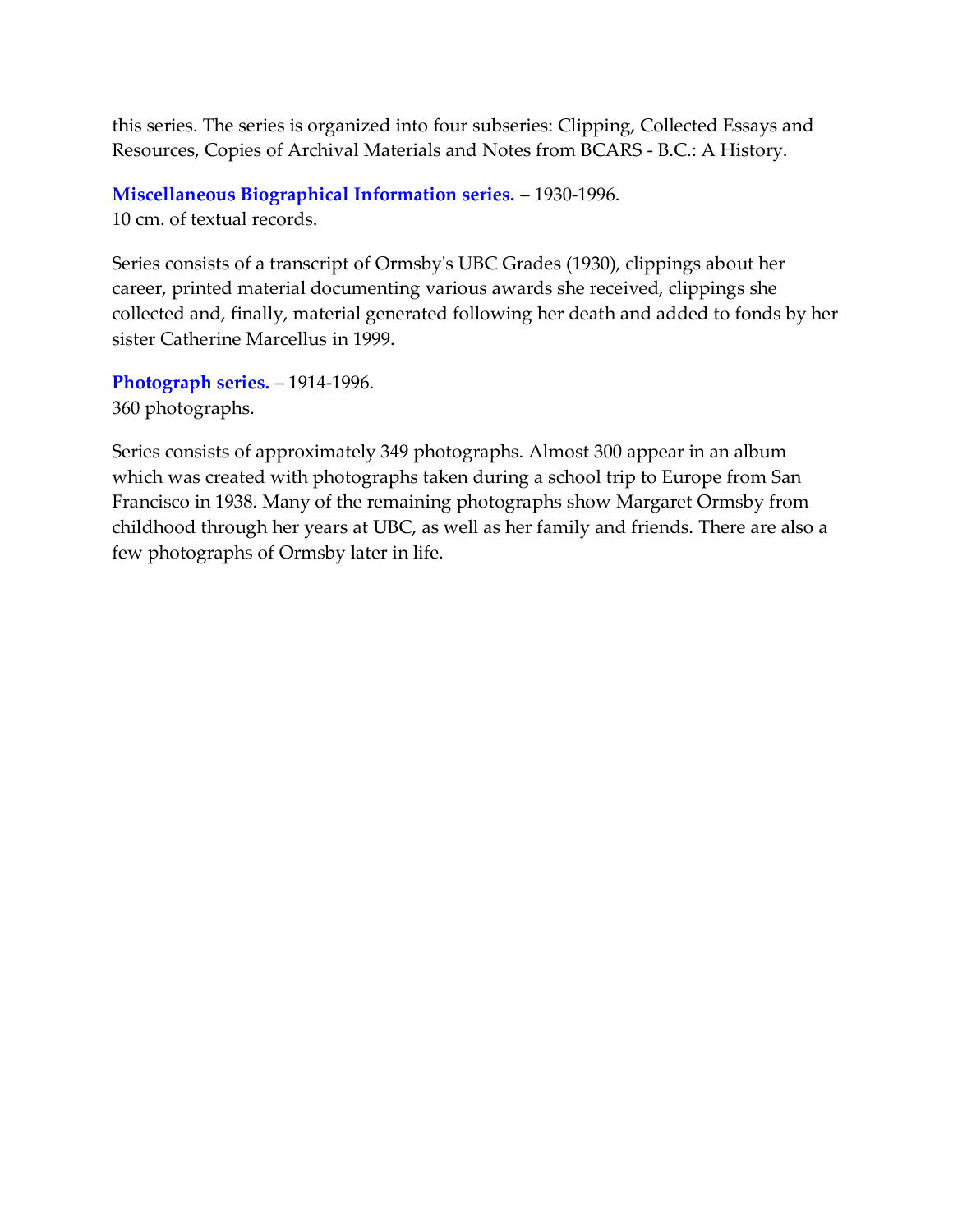this series. The series is organized into four subseries: Clipping, Collected Essays and Resources, Copies of Archival Materials and Notes from BCARS - B.C.: A History.

**Miscellaneous Biographical Information series.** – 1930-1996.
10 cm. of textual records.

Series consists of a transcript of Ormsby's UBC Grades (1930), clippings about her career, printed material documenting various awards she received, clippings she collected and, finally, material generated following her death and added to fonds by her sister Catherine Marcellus in 1999.

**Photograph series.** – 1914-1996.
360 photographs.

Series consists of approximately 349 photographs. Almost 300 appear in an album which was created with photographs taken during a school trip to Europe from San Francisco in 1938. Many of the remaining photographs show Margaret Ormsby from childhood through her years at UBC, as well as her family and friends. There are also a few photographs of Ormsby later in life.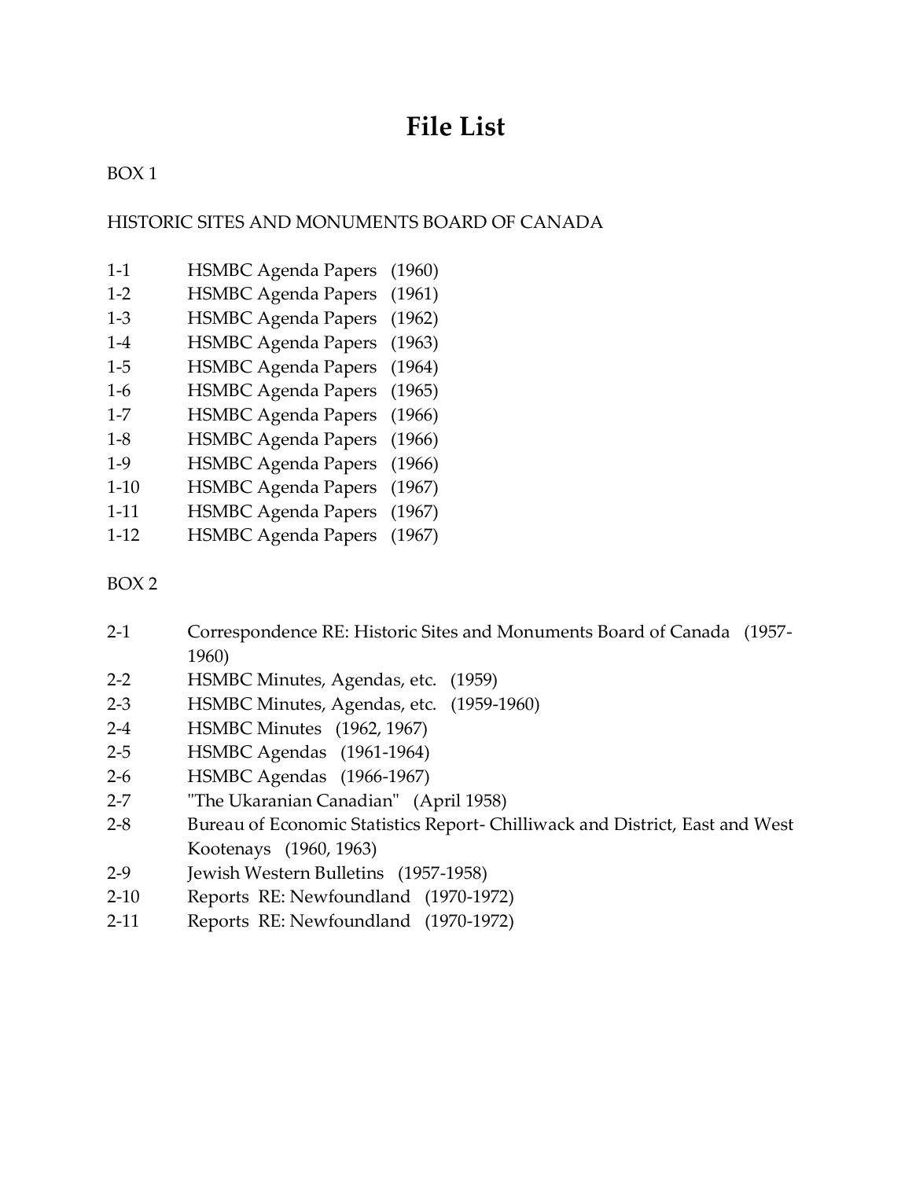# File List

BOX 1

HISTORIC SITES AND MONUMENTS BOARD OF CANADA

1-1 HSMBC Agenda Papers (1960)
1-2 HSMBC Agenda Papers (1961)
1-3 HSMBC Agenda Papers (1962)
1-4 HSMBC Agenda Papers (1963)
1-5 HSMBC Agenda Papers (1964)
1-6 HSMBC Agenda Papers (1965)
1-7 HSMBC Agenda Papers (1966)
1-8 HSMBC Agenda Papers (1966)
1-9 HSMBC Agenda Papers (1966)
1-10 HSMBC Agenda Papers (1967)
1-11 HSMBC Agenda Papers (1967)
1-12 HSMBC Agenda Papers (1967)

BOX 2

2-1 Correspondence RE: Historic Sites and Monuments Board of Canada (1957-1960)
2-2 HSMBC Minutes, Agendas, etc. (1959)
2-3 HSMBC Minutes, Agendas, etc. (1959-1960)
2-4 HSMBC Minutes (1962, 1967)
2-5 HSMBC Agendas (1961-1964)
2-6 HSMBC Agendas (1966-1967)
2-7 "The Ukaranian Canadian" (April 1958)
2-8 Bureau of Economic Statistics Report- Chilliwack and District, East and West Kootenays (1960, 1963)
2-9 Jewish Western Bulletins (1957-1958)
2-10 Reports RE: Newfoundland (1970-1972)
2-11 Reports RE: Newfoundland (1970-1972)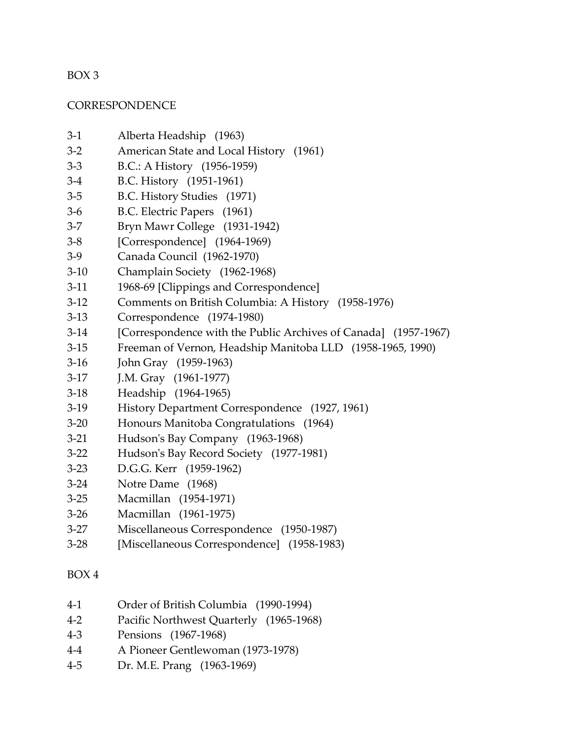BOX 3

CORRESPONDENCE

| | |
|---|---|
| 3-1 | Alberta Headship (1963) |
| 3-2 | American State and Local History (1961) |
| 3-3 | B.C.: A History (1956-1959) |
| 3-4 | B.C. History (1951-1961) |
| 3-5 | B.C. History Studies (1971) |
| 3-6 | B.C. Electric Papers (1961) |
| 3-7 | Bryn Mawr College (1931-1942) |
| 3-8 | [Correspondence] (1964-1969) |
| 3-9 | Canada Council (1962-1970) |
| 3-10 | Champlain Society (1962-1968) |
| 3-11 | 1968-69 [Clippings and Correspondence] |
| 3-12 | Comments on British Columbia: A History (1958-1976) |
| 3-13 | Correspondence (1974-1980) |
| 3-14 | [Correspondence with the Public Archives of Canada] (1957-1967) |
| 3-15 | Freeman of Vernon, Headship Manitoba LLD (1958-1965, 1990) |
| 3-16 | John Gray (1959-1963) |
| 3-17 | J.M. Gray (1961-1977) |
| 3-18 | Headship (1964-1965) |
| 3-19 | History Department Correspondence (1927, 1961) |
| 3-20 | Honours Manitoba Congratulations (1964) |
| 3-21 | Hudson's Bay Company (1963-1968) |
| 3-22 | Hudson's Bay Record Society (1977-1981) |
| 3-23 | D.G.G. Kerr (1959-1962) |
| 3-24 | Notre Dame (1968) |
| 3-25 | Macmillan (1954-1971) |
| 3-26 | Macmillan (1961-1975) |
| 3-27 | Miscellaneous Correspondence (1950-1987) |
| 3-28 | [Miscellaneous Correspondence] (1958-1983) |

BOX 4

| | |
|---|---|
| 4-1 | Order of British Columbia (1990-1994) |
| 4-2 | Pacific Northwest Quarterly (1965-1968) |
| 4-3 | Pensions (1967-1968) |
| 4-4 | A Pioneer Gentlewoman (1973-1978) |
| 4-5 | Dr. M.E. Prang (1963-1969) |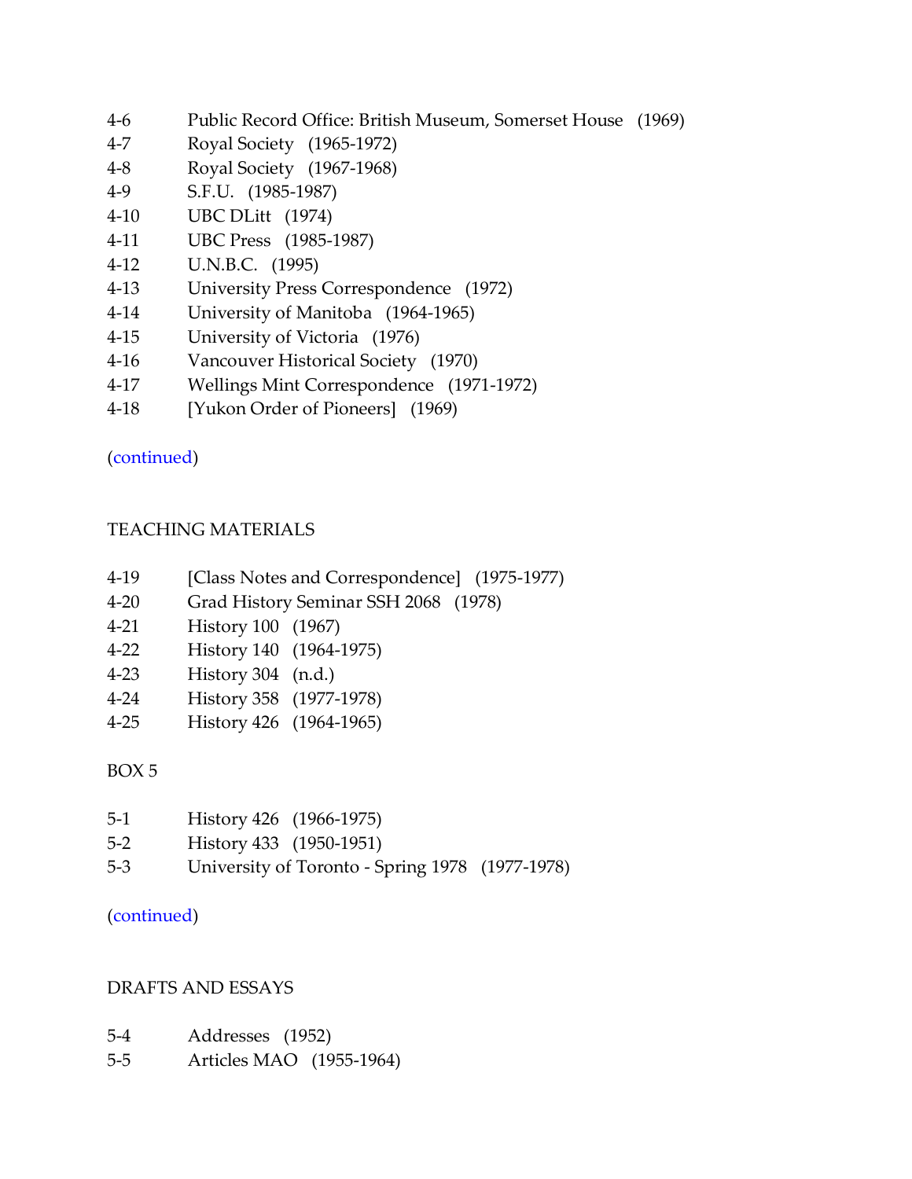4-6 Public Record Office: British Museum, Somerset House (1969)
4-7 Royal Society (1965-1972)
4-8 Royal Society (1967-1968)
4-9 S.F.U. (1985-1987)
4-10 UBC DLitt (1974)
4-11 UBC Press (1985-1987)
4-12 U.N.B.C. (1995)
4-13 University Press Correspondence (1972)
4-14 University of Manitoba (1964-1965)
4-15 University of Victoria (1976)
4-16 Vancouver Historical Society (1970)
4-17 Wellings Mint Correspondence (1971-1972)
4-18 [Yukon Order of Pioneers] (1969)

(continued)

## TEACHING MATERIALS

4-19 [Class Notes and Correspondence] (1975-1977)
4-20 Grad History Seminar SSH 2068 (1978)
4-21 History 100 (1967)
4-22 History 140 (1964-1975)
4-23 History 304 (n.d.)
4-24 History 358 (1977-1978)
4-25 History 426 (1964-1965)

BOX 5

5-1 History 426 (1966-1975)
5-2 History 433 (1950-1951)
5-3 University of Toronto - Spring 1978 (1977-1978)

(continued)

## DRAFTS AND ESSAYS

5-4 Addresses (1952)
5-5 Articles MAO (1955-1964)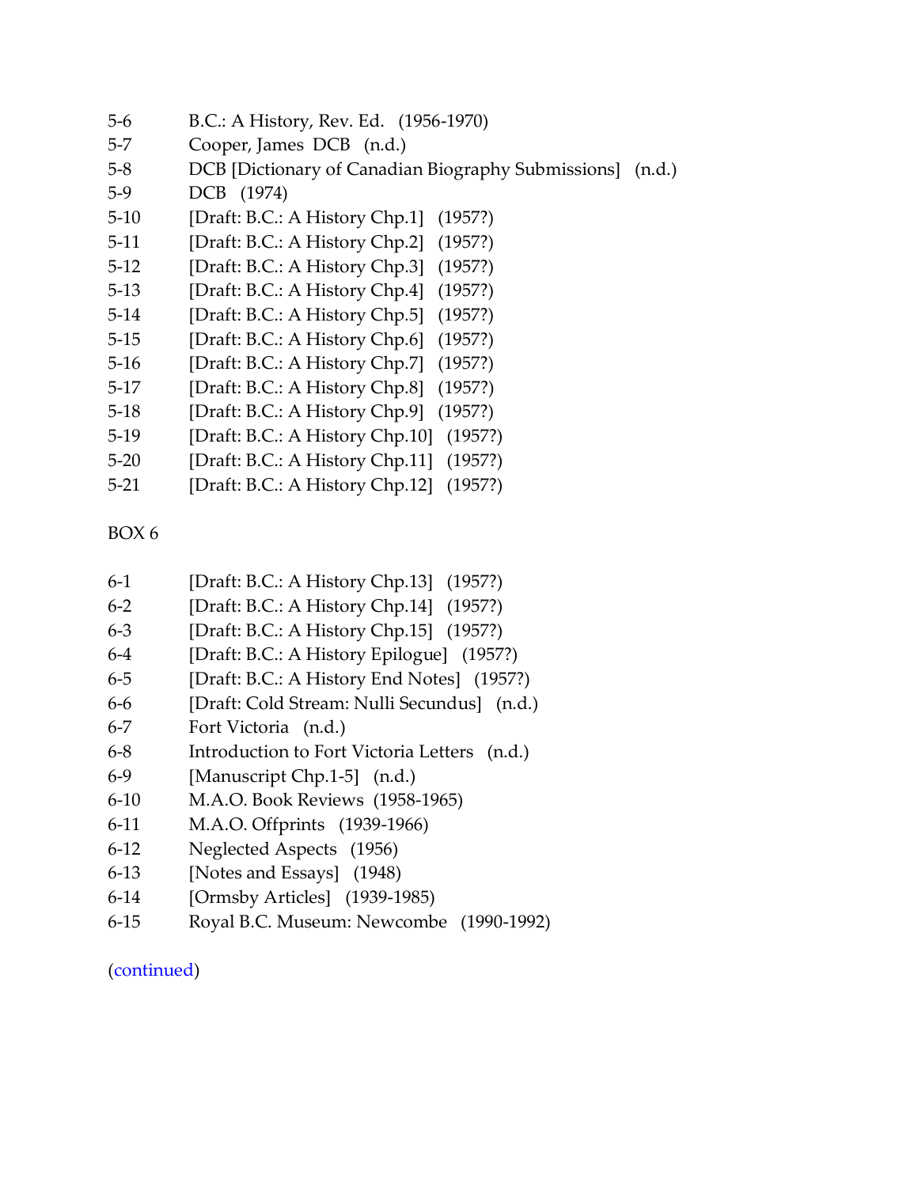5-6 B.C.: A History, Rev. Ed. (1956-1970)
5-7 Cooper, James DCB (n.d.)
5-8 DCB [Dictionary of Canadian Biography Submissions] (n.d.)
5-9 DCB (1974)
5-10 [Draft: B.C.: A History Chp.1] (1957?)
5-11 [Draft: B.C.: A History Chp.2] (1957?)
5-12 [Draft: B.C.: A History Chp.3] (1957?)
5-13 [Draft: B.C.: A History Chp.4] (1957?)
5-14 [Draft: B.C.: A History Chp.5] (1957?)
5-15 [Draft: B.C.: A History Chp.6] (1957?)
5-16 [Draft: B.C.: A History Chp.7] (1957?)
5-17 [Draft: B.C.: A History Chp.8] (1957?)
5-18 [Draft: B.C.: A History Chp.9] (1957?)
5-19 [Draft: B.C.: A History Chp.10] (1957?)
5-20 [Draft: B.C.: A History Chp.11] (1957?)
5-21 [Draft: B.C.: A History Chp.12] (1957?)

BOX 6

6-1 [Draft: B.C.: A History Chp.13] (1957?)
6-2 [Draft: B.C.: A History Chp.14] (1957?)
6-3 [Draft: B.C.: A History Chp.15] (1957?)
6-4 [Draft: B.C.: A History Epilogue] (1957?)
6-5 [Draft: B.C.: A History End Notes] (1957?)
6-6 [Draft: Cold Stream: Nulli Secundus] (n.d.)
6-7 Fort Victoria (n.d.)
6-8 Introduction to Fort Victoria Letters (n.d.)
6-9 [Manuscript Chp.1-5] (n.d.)
6-10 M.A.O. Book Reviews (1958-1965)
6-11 M.A.O. Offprints (1939-1966)
6-12 Neglected Aspects (1956)
6-13 [Notes and Essays] (1948)
6-14 [Ormsby Articles] (1939-1985)
6-15 Royal B.C. Museum: Newcombe (1990-1992)

(continued)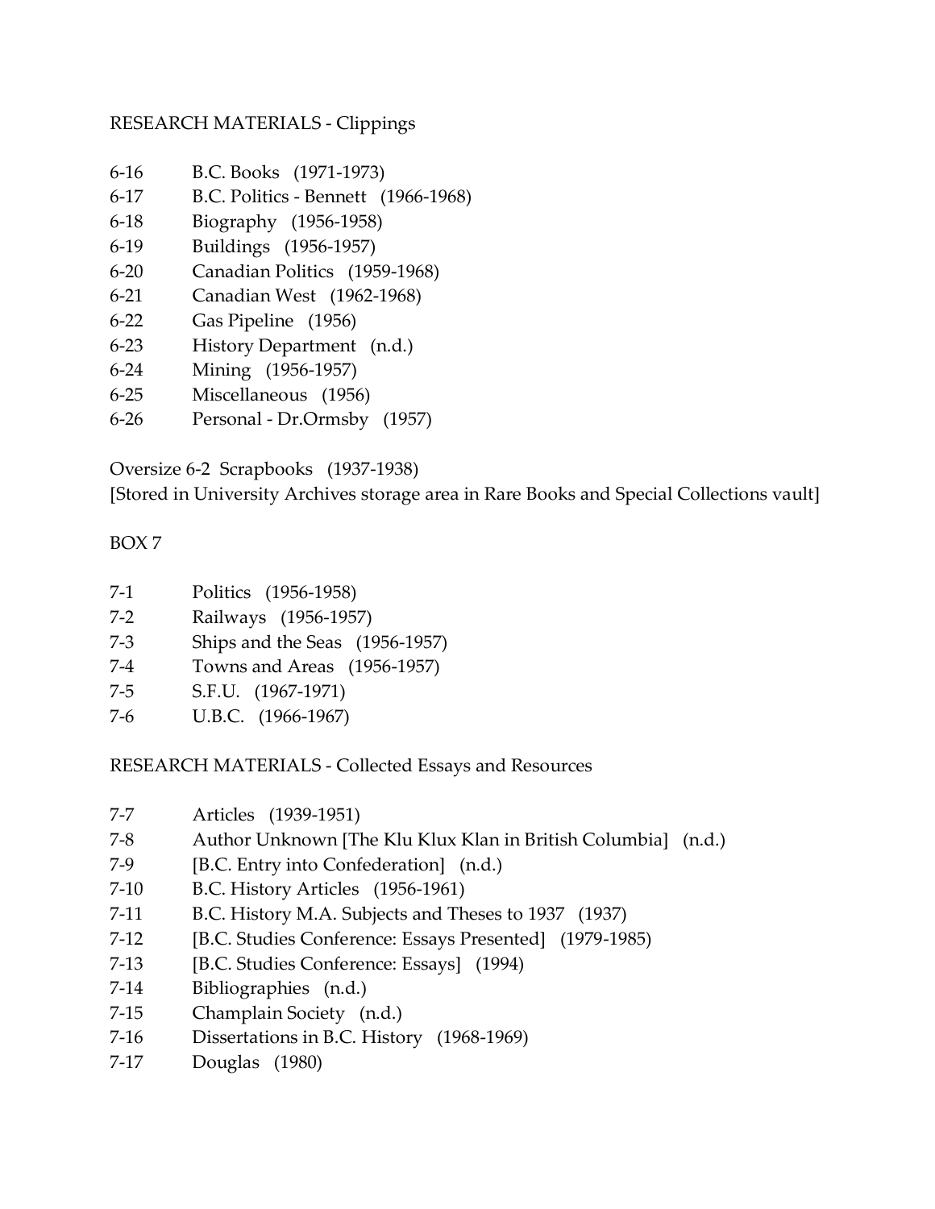RESEARCH MATERIALS - Clippings

6-16 B.C. Books (1971-1973)
6-17 B.C. Politics - Bennett (1966-1968)
6-18 Biography (1956-1958)
6-19 Buildings (1956-1957)
6-20 Canadian Politics (1959-1968)
6-21 Canadian West (1962-1968)
6-22 Gas Pipeline (1956)
6-23 History Department (n.d.)
6-24 Mining (1956-1957)
6-25 Miscellaneous (1956)
6-26 Personal - Dr.Ormsby (1957)

Oversize 6-2 Scrapbooks (1937-1938)
[Stored in University Archives storage area in Rare Books and Special Collections vault]

BOX 7

7-1 Politics (1956-1958)
7-2 Railways (1956-1957)
7-3 Ships and the Seas (1956-1957)
7-4 Towns and Areas (1956-1957)
7-5 S.F.U. (1967-1971)
7-6 U.B.C. (1966-1967)

RESEARCH MATERIALS - Collected Essays and Resources

7-7 Articles (1939-1951)
7-8 Author Unknown [The Klu Klux Klan in British Columbia] (n.d.)
7-9 [B.C. Entry into Confederation] (n.d.)
7-10 B.C. History Articles (1956-1961)
7-11 B.C. History M.A. Subjects and Theses to 1937 (1937)
7-12 [B.C. Studies Conference: Essays Presented] (1979-1985)
7-13 [B.C. Studies Conference: Essays] (1994)
7-14 Bibliographies (n.d.)
7-15 Champlain Society (n.d.)
7-16 Dissertations in B.C. History (1968-1969)
7-17 Douglas (1980)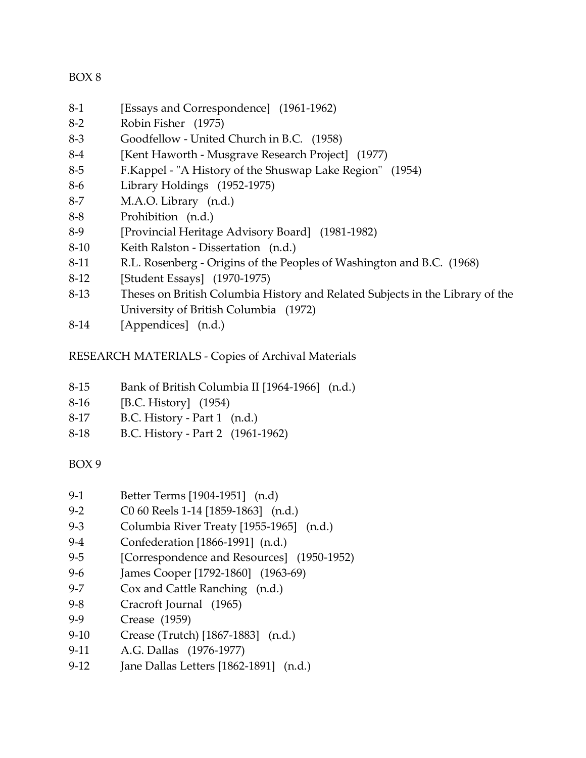BOX 8

| | |
|---|---|
| 8-1 | [Essays and Correspondence] (1961-1962) |
| 8-2 | Robin Fisher (1975) |
| 8-3 | Goodfellow - United Church in B.C. (1958) |
| 8-4 | [Kent Haworth - Musgrave Research Project] (1977) |
| 8-5 | F.Kappel - "A History of the Shuswap Lake Region" (1954) |
| 8-6 | Library Holdings (1952-1975) |
| 8-7 | M.A.O. Library (n.d.) |
| 8-8 | Prohibition (n.d.) |
| 8-9 | [Provincial Heritage Advisory Board] (1981-1982) |
| 8-10 | Keith Ralston - Dissertation (n.d.) |
| 8-11 | R.L. Rosenberg - Origins of the Peoples of Washington and B.C. (1968) |
| 8-12 | [Student Essays] (1970-1975) |
| 8-13 | Theses on British Columbia History and Related Subjects in the Library of the University of British Columbia (1972) |
| 8-14 | [Appendices] (n.d.) |

RESEARCH MATERIALS - Copies of Archival Materials

| | |
|---|---|
| 8-15 | Bank of British Columbia II [1964-1966] (n.d.) |
| 8-16 | [B.C. History] (1954) |
| 8-17 | B.C. History - Part 1 (n.d.) |
| 8-18 | B.C. History - Part 2 (1961-1962) |

BOX 9

| | |
|---|---|
| 9-1 | Better Terms [1904-1951] (n.d) |
| 9-2 | C0 60 Reels 1-14 [1859-1863] (n.d.) |
| 9-3 | Columbia River Treaty [1955-1965] (n.d.) |
| 9-4 | Confederation [1866-1991] (n.d.) |
| 9-5 | [Correspondence and Resources] (1950-1952) |
| 9-6 | James Cooper [1792-1860] (1963-69) |
| 9-7 | Cox and Cattle Ranching (n.d.) |
| 9-8 | Cracroft Journal (1965) |
| 9-9 | Crease (1959) |
| 9-10 | Crease (Trutch) [1867-1883] (n.d.) |
| 9-11 | A.G. Dallas (1976-1977) |
| 9-12 | Jane Dallas Letters [1862-1891] (n.d.) |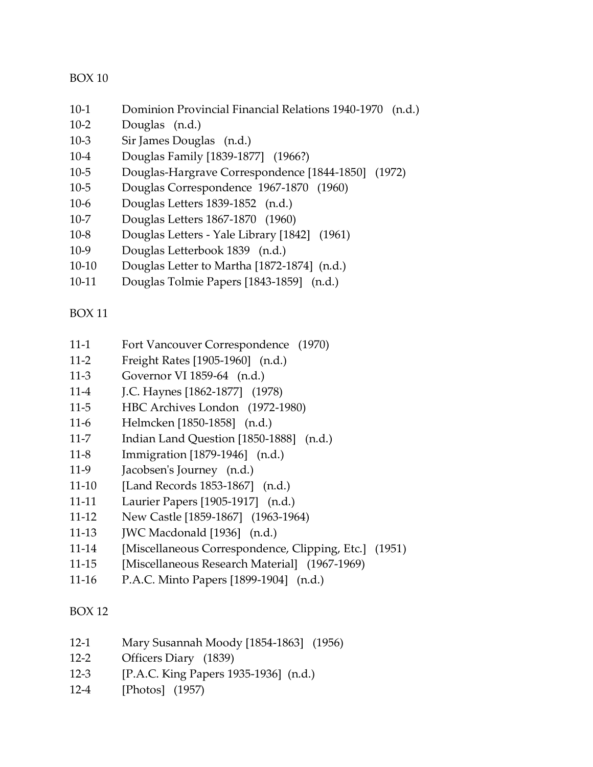BOX 10

10-1 Dominion Provincial Financial Relations 1940-1970 (n.d.)
10-2 Douglas (n.d.)
10-3 Sir James Douglas (n.d.)
10-4 Douglas Family [1839-1877] (1966?)
10-5 Douglas-Hargrave Correspondence [1844-1850] (1972)
10-5 Douglas Correspondence 1967-1870 (1960)
10-6 Douglas Letters 1839-1852 (n.d.)
10-7 Douglas Letters 1867-1870 (1960)
10-8 Douglas Letters - Yale Library [1842] (1961)
10-9 Douglas Letterbook 1839 (n.d.)
10-10 Douglas Letter to Martha [1872-1874] (n.d.)
10-11 Douglas Tolmie Papers [1843-1859] (n.d.)

BOX 11

11-1 Fort Vancouver Correspondence (1970)
11-2 Freight Rates [1905-1960] (n.d.)
11-3 Governor VI 1859-64 (n.d.)
11-4 J.C. Haynes [1862-1877] (1978)
11-5 HBC Archives London (1972-1980)
11-6 Helmcken [1850-1858] (n.d.)
11-7 Indian Land Question [1850-1888] (n.d.)
11-8 Immigration [1879-1946] (n.d.)
11-9 Jacobsen's Journey (n.d.)
11-10 [Land Records 1853-1867] (n.d.)
11-11 Laurier Papers [1905-1917] (n.d.)
11-12 New Castle [1859-1867] (1963-1964)
11-13 JWC Macdonald [1936] (n.d.)
11-14 [Miscellaneous Correspondence, Clipping, Etc.] (1951)
11-15 [Miscellaneous Research Material] (1967-1969)
11-16 P.A.C. Minto Papers [1899-1904] (n.d.)

BOX 12

12-1 Mary Susannah Moody [1854-1863] (1956)
12-2 Officers Diary (1839)
12-3 [P.A.C. King Papers 1935-1936] (n.d.)
12-4 [Photos] (1957)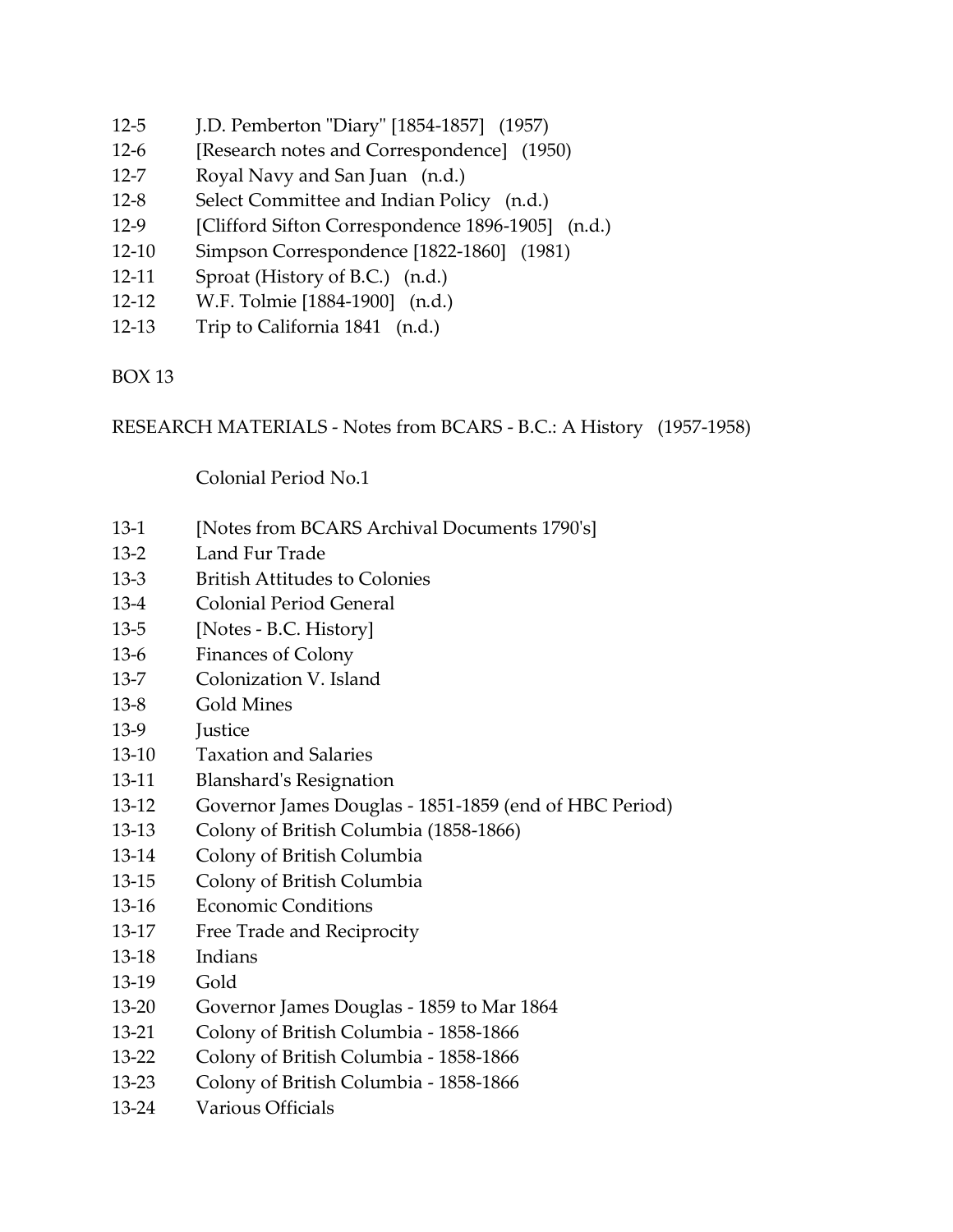12-5 J.D. Pemberton "Diary" [1854-1857] (1957)
12-6 [Research notes and Correspondence] (1950)
12-7 Royal Navy and San Juan (n.d.)
12-8 Select Committee and Indian Policy (n.d.)
12-9 [Clifford Sifton Correspondence 1896-1905] (n.d.)
12-10 Simpson Correspondence [1822-1860] (1981)
12-11 Sproat (History of B.C.) (n.d.)
12-12 W.F. Tolmie [1884-1900] (n.d.)
12-13 Trip to California 1841 (n.d.)

BOX 13

RESEARCH MATERIALS - Notes from BCARS - B.C.: A History (1957-1958)

Colonial Period No.1

13-1 [Notes from BCARS Archival Documents 1790's]
13-2 Land Fur Trade
13-3 British Attitudes to Colonies
13-4 Colonial Period General
13-5 [Notes - B.C. History]
13-6 Finances of Colony
13-7 Colonization V. Island
13-8 Gold Mines
13-9 Justice
13-10 Taxation and Salaries
13-11 Blanshard's Resignation
13-12 Governor James Douglas - 1851-1859 (end of HBC Period)
13-13 Colony of British Columbia (1858-1866)
13-14 Colony of British Columbia
13-15 Colony of British Columbia
13-16 Economic Conditions
13-17 Free Trade and Reciprocity
13-18 Indians
13-19 Gold
13-20 Governor James Douglas - 1859 to Mar 1864
13-21 Colony of British Columbia - 1858-1866
13-22 Colony of British Columbia - 1858-1866
13-23 Colony of British Columbia - 1858-1866
13-24 Various Officials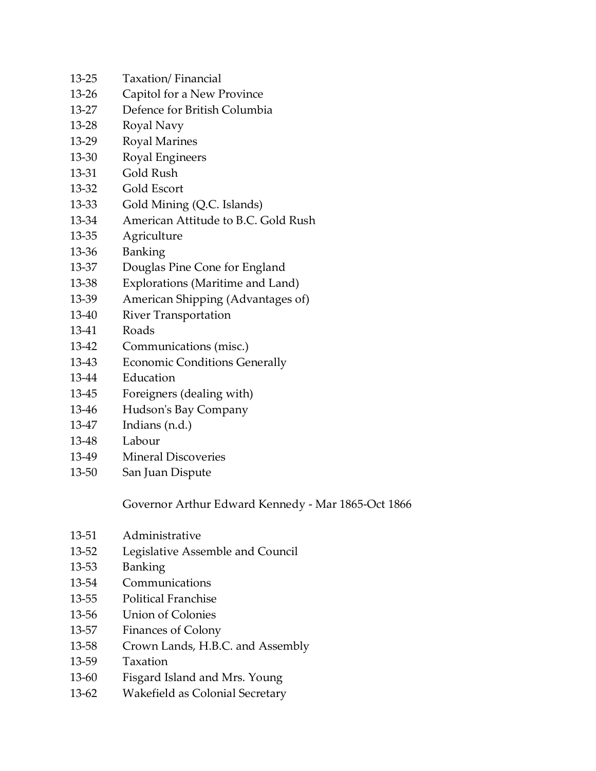13-25 Taxation/ Financial
13-26 Capitol for a New Province
13-27 Defence for British Columbia
13-28 Royal Navy
13-29 Royal Marines
13-30 Royal Engineers
13-31 Gold Rush
13-32 Gold Escort
13-33 Gold Mining (Q.C. Islands)
13-34 American Attitude to B.C. Gold Rush
13-35 Agriculture
13-36 Banking
13-37 Douglas Pine Cone for England
13-38 Explorations (Maritime and Land)
13-39 American Shipping (Advantages of)
13-40 River Transportation
13-41 Roads
13-42 Communications (misc.)
13-43 Economic Conditions Generally
13-44 Education
13-45 Foreigners (dealing with)
13-46 Hudson's Bay Company
13-47 Indians (n.d.)
13-48 Labour
13-49 Mineral Discoveries
13-50 San Juan Dispute

Governor Arthur Edward Kennedy - Mar 1865-Oct 1866

13-51 Administrative
13-52 Legislative Assemble and Council
13-53 Banking
13-54 Communications
13-55 Political Franchise
13-56 Union of Colonies
13-57 Finances of Colony
13-58 Crown Lands, H.B.C. and Assembly
13-59 Taxation
13-60 Fisgard Island and Mrs. Young
13-62 Wakefield as Colonial Secretary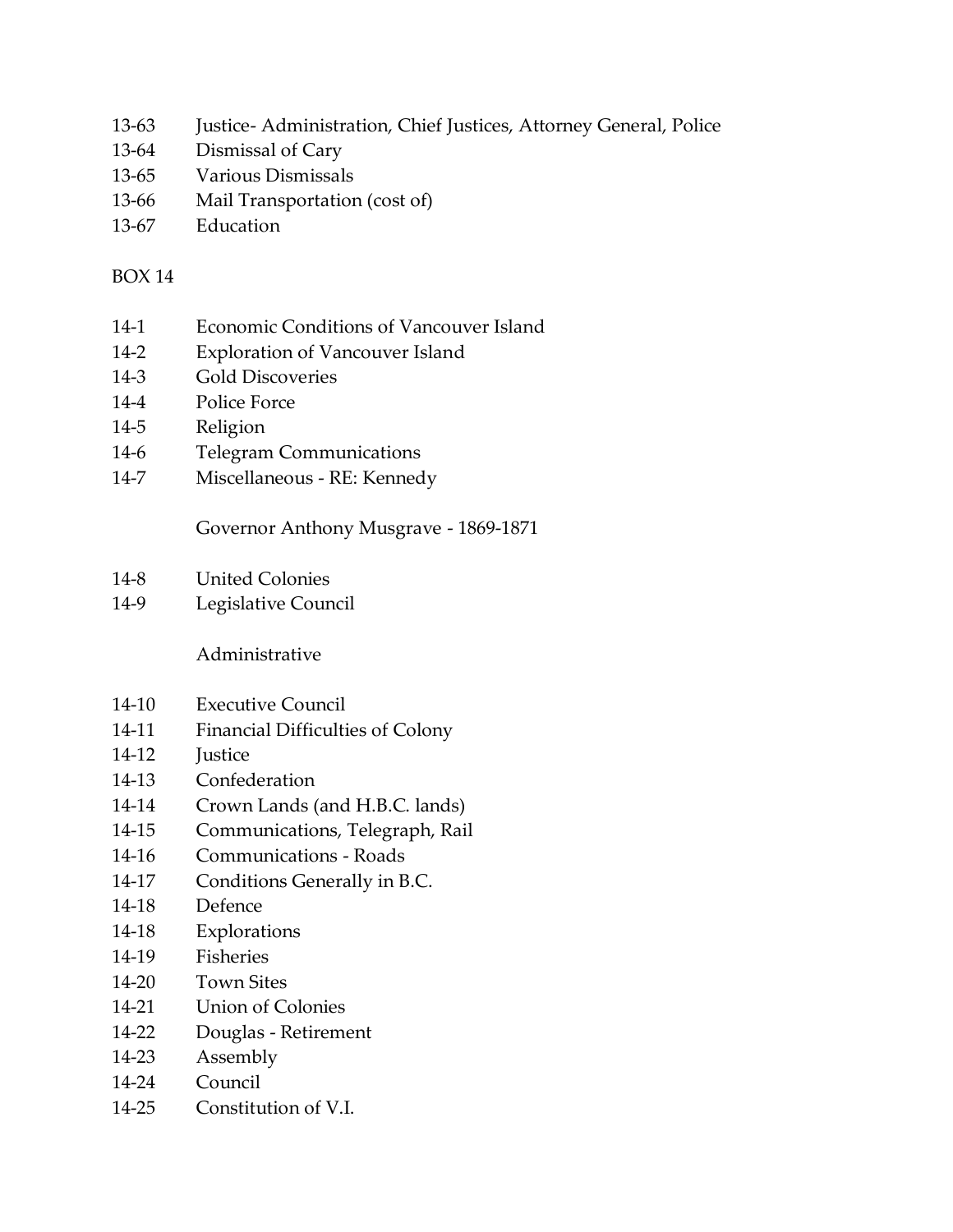13-63 Justice- Administration, Chief Justices, Attorney General, Police
13-64 Dismissal of Cary
13-65 Various Dismissals
13-66 Mail Transportation (cost of)
13-67 Education

BOX 14

14-1 Economic Conditions of Vancouver Island
14-2 Exploration of Vancouver Island
14-3 Gold Discoveries
14-4 Police Force
14-5 Religion
14-6 Telegram Communications
14-7 Miscellaneous - RE: Kennedy

Governor Anthony Musgrave - 1869-1871

14-8 United Colonies
14-9 Legislative Council

Administrative

14-10 Executive Council
14-11 Financial Difficulties of Colony
14-12 Justice
14-13 Confederation
14-14 Crown Lands (and H.B.C. lands)
14-15 Communications, Telegraph, Rail
14-16 Communications - Roads
14-17 Conditions Generally in B.C.
14-18 Defence
14-18 Explorations
14-19 Fisheries
14-20 Town Sites
14-21 Union of Colonies
14-22 Douglas - Retirement
14-23 Assembly
14-24 Council
14-25 Constitution of V.I.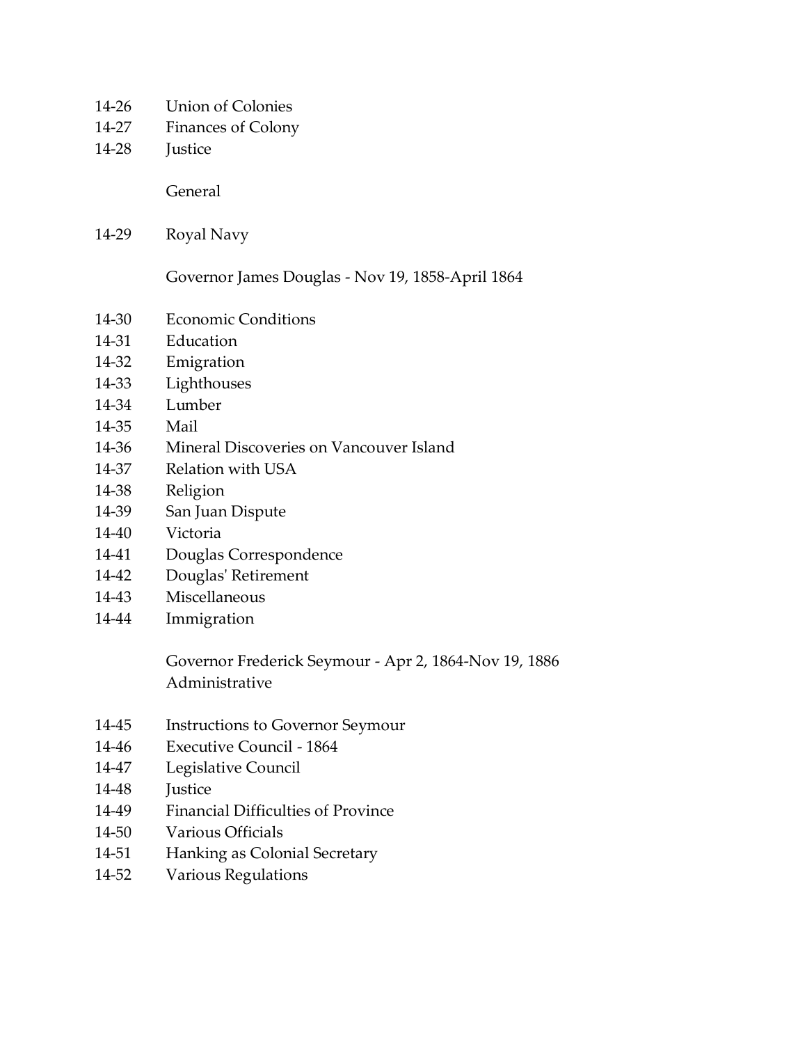14-26 Union of Colonies
14-27 Finances of Colony
14-28 Justice

General

14-29 Royal Navy

Governor James Douglas - Nov 19, 1858-April 1864

14-30 Economic Conditions
14-31 Education
14-32 Emigration
14-33 Lighthouses
14-34 Lumber
14-35 Mail
14-36 Mineral Discoveries on Vancouver Island
14-37 Relation with USA
14-38 Religion
14-39 San Juan Dispute
14-40 Victoria
14-41 Douglas Correspondence
14-42 Douglas' Retirement
14-43 Miscellaneous
14-44 Immigration

Governor Frederick Seymour - Apr 2, 1864-Nov 19, 1886
Administrative

14-45 Instructions to Governor Seymour
14-46 Executive Council - 1864
14-47 Legislative Council
14-48 Justice
14-49 Financial Difficulties of Province
14-50 Various Officials
14-51 Hanking as Colonial Secretary
14-52 Various Regulations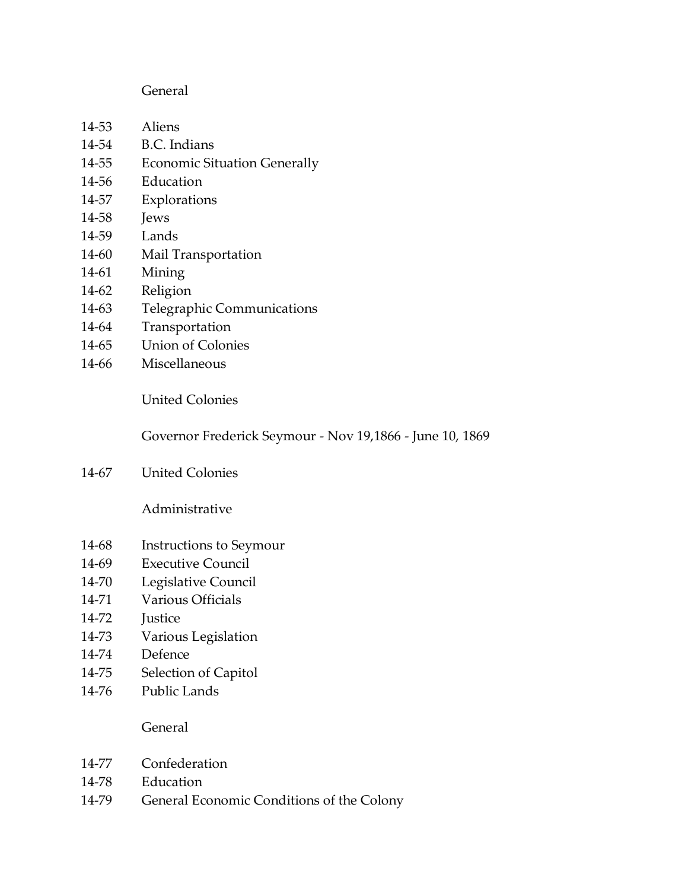General

| | |
|---|---|
| 14-53 | Aliens |
| 14-54 | B.C. Indians |
| 14-55 | Economic Situation Generally |
| 14-56 | Education |
| 14-57 | Explorations |
| 14-58 | Jews |
| 14-59 | Lands |
| 14-60 | Mail Transportation |
| 14-61 | Mining |
| 14-62 | Religion |
| 14-63 | Telegraphic Communications |
| 14-64 | Transportation |
| 14-65 | Union of Colonies |
| 14-66 | Miscellaneous |

United Colonies

Governor Frederick Seymour - Nov 19,1866 - June 10, 1869

| | |
|---|---|
| 14-67 | United Colonies |

Administrative

| | |
|---|---|
| 14-68 | Instructions to Seymour |
| 14-69 | Executive Council |
| 14-70 | Legislative Council |
| 14-71 | Various Officials |
| 14-72 | Justice |
| 14-73 | Various Legislation |
| 14-74 | Defence |
| 14-75 | Selection of Capitol |
| 14-76 | Public Lands |

General

| | |
|---|---|
| 14-77 | Confederation |
| 14-78 | Education |
| 14-79 | General Economic Conditions of the Colony |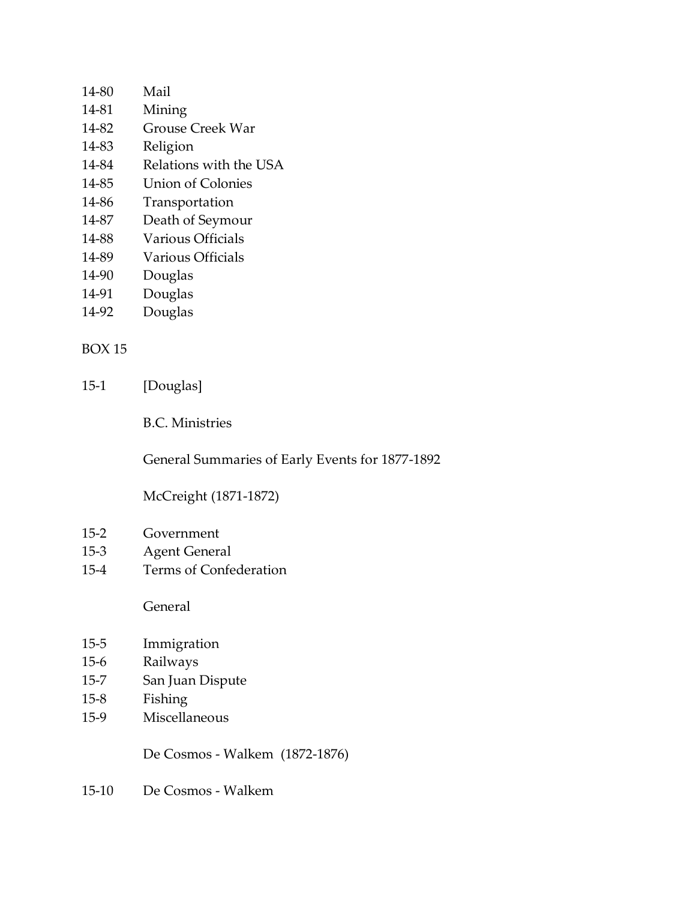14-80 Mail
14-81 Mining
14-82 Grouse Creek War
14-83 Religion
14-84 Relations with the USA
14-85 Union of Colonies
14-86 Transportation
14-87 Death of Seymour
14-88 Various Officials
14-89 Various Officials
14-90 Douglas
14-91 Douglas
14-92 Douglas

BOX 15

15-1 [Douglas]

B.C. Ministries

General Summaries of Early Events for 1877-1892

McCreight (1871-1872)

15-2 Government
15-3 Agent General
15-4 Terms of Confederation

General

15-5 Immigration
15-6 Railways
15-7 San Juan Dispute
15-8 Fishing
15-9 Miscellaneous

De Cosmos - Walkem (1872-1876)

15-10 De Cosmos - Walkem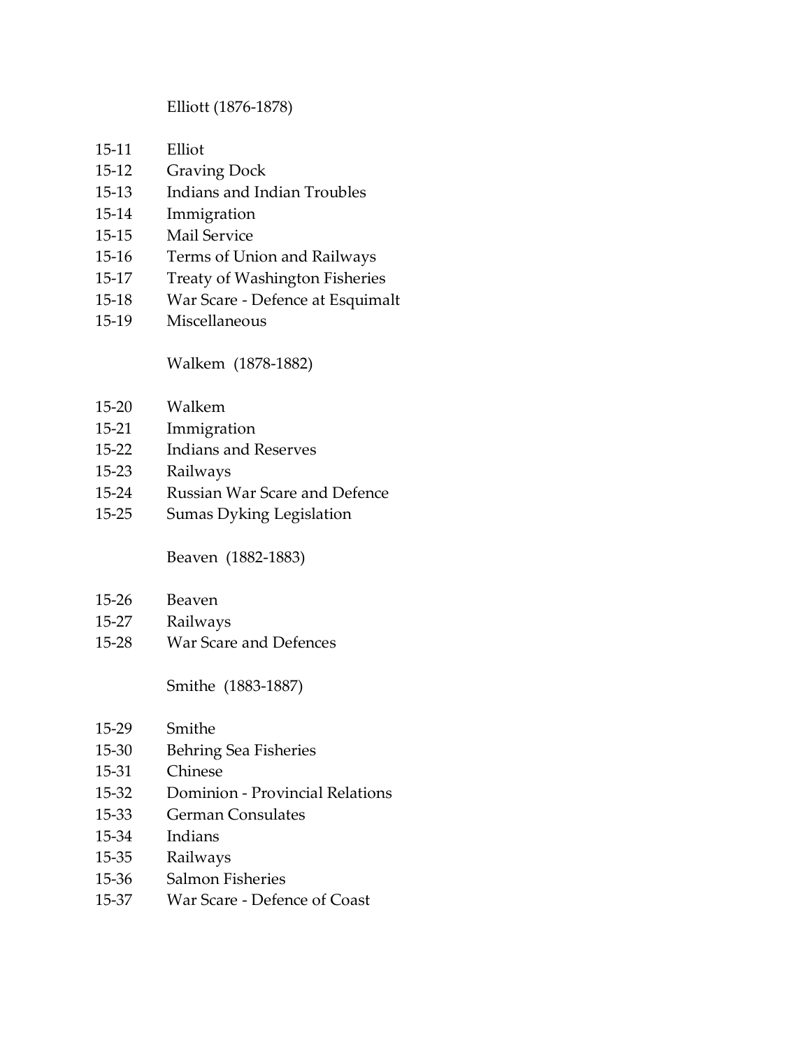Elliott (1876-1878)

15-11 Elliot
15-12 Graving Dock
15-13 Indians and Indian Troubles
15-14 Immigration
15-15 Mail Service
15-16 Terms of Union and Railways
15-17 Treaty of Washington Fisheries
15-18 War Scare - Defence at Esquimalt
15-19 Miscellaneous

Walkem (1878-1882)

15-20 Walkem
15-21 Immigration
15-22 Indians and Reserves
15-23 Railways
15-24 Russian War Scare and Defence
15-25 Sumas Dyking Legislation

Beaven (1882-1883)

15-26 Beaven
15-27 Railways
15-28 War Scare and Defences

Smithe (1883-1887)

15-29 Smithe
15-30 Behring Sea Fisheries
15-31 Chinese
15-32 Dominion - Provincial Relations
15-33 German Consulates
15-34 Indians
15-35 Railways
15-36 Salmon Fisheries
15-37 War Scare - Defence of Coast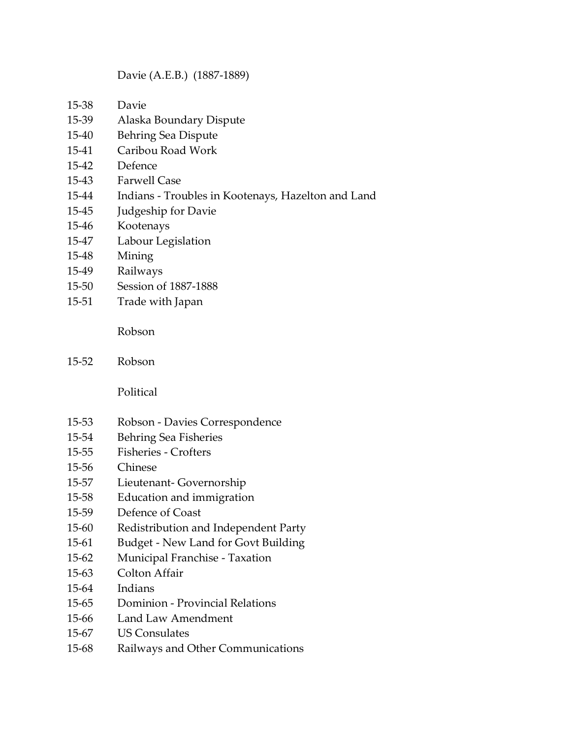Davie (A.E.B.) (1887-1889)

15-38 Davie
15-39 Alaska Boundary Dispute
15-40 Behring Sea Dispute
15-41 Caribou Road Work
15-42 Defence
15-43 Farwell Case
15-44 Indians - Troubles in Kootenays, Hazelton and Land
15-45 Judgeship for Davie
15-46 Kootenays
15-47 Labour Legislation
15-48 Mining
15-49 Railways
15-50 Session of 1887-1888
15-51 Trade with Japan

Robson

15-52 Robson

Political

15-53 Robson - Davies Correspondence
15-54 Behring Sea Fisheries
15-55 Fisheries - Crofters
15-56 Chinese
15-57 Lieutenant- Governorship
15-58 Education and immigration
15-59 Defence of Coast
15-60 Redistribution and Independent Party
15-61 Budget - New Land for Govt Building
15-62 Municipal Franchise - Taxation
15-63 Colton Affair
15-64 Indians
15-65 Dominion - Provincial Relations
15-66 Land Law Amendment
15-67 US Consulates
15-68 Railways and Other Communications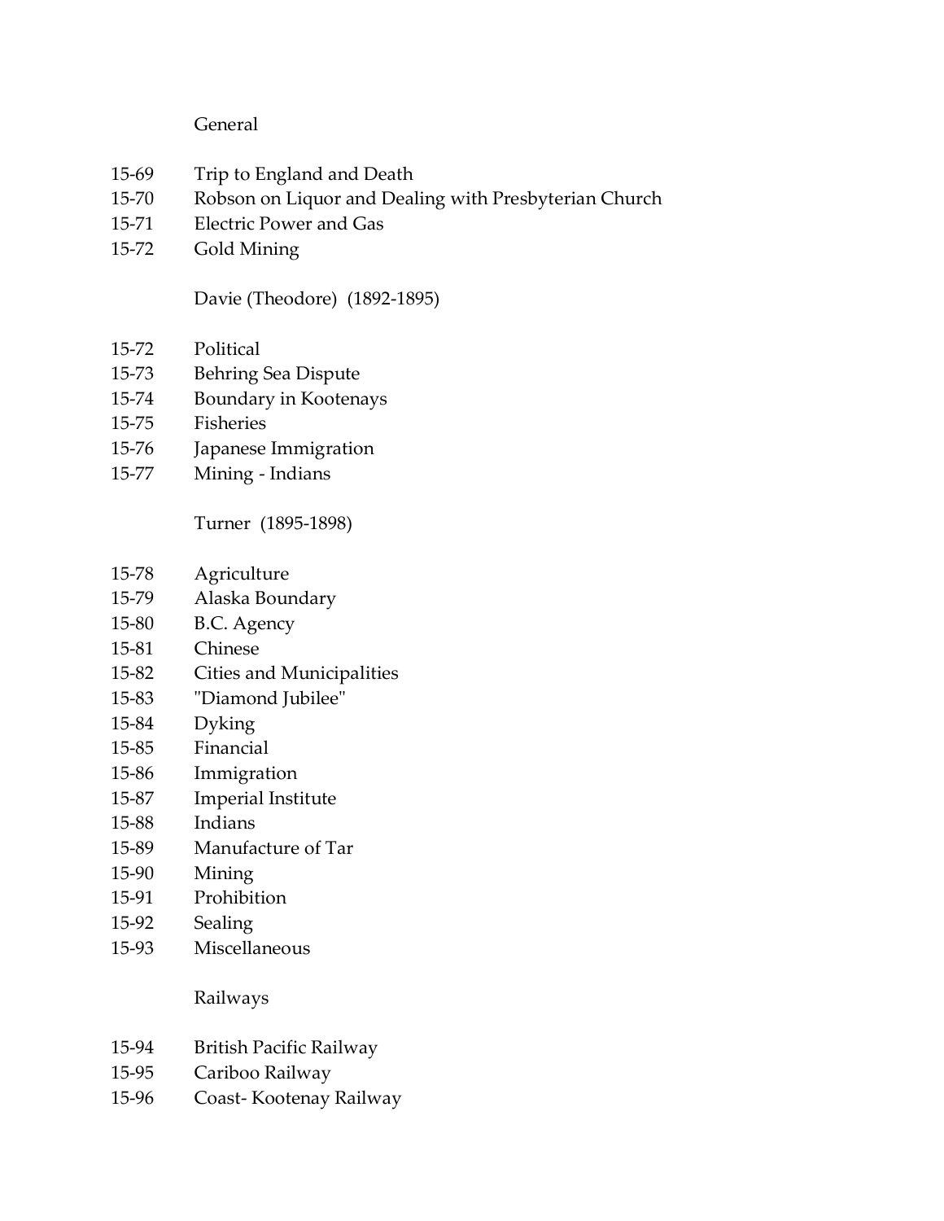General

15-69 Trip to England and Death
15-70 Robson on Liquor and Dealing with Presbyterian Church
15-71 Electric Power and Gas
15-72 Gold Mining

Davie (Theodore) (1892-1895)

15-72 Political
15-73 Behring Sea Dispute
15-74 Boundary in Kootenays
15-75 Fisheries
15-76 Japanese Immigration
15-77 Mining - Indians

Turner (1895-1898)

15-78 Agriculture
15-79 Alaska Boundary
15-80 B.C. Agency
15-81 Chinese
15-82 Cities and Municipalities
15-83 "Diamond Jubilee"
15-84 Dyking
15-85 Financial
15-86 Immigration
15-87 Imperial Institute
15-88 Indians
15-89 Manufacture of Tar
15-90 Mining
15-91 Prohibition
15-92 Sealing
15-93 Miscellaneous

Railways

15-94 British Pacific Railway
15-95 Cariboo Railway
15-96 Coast- Kootenay Railway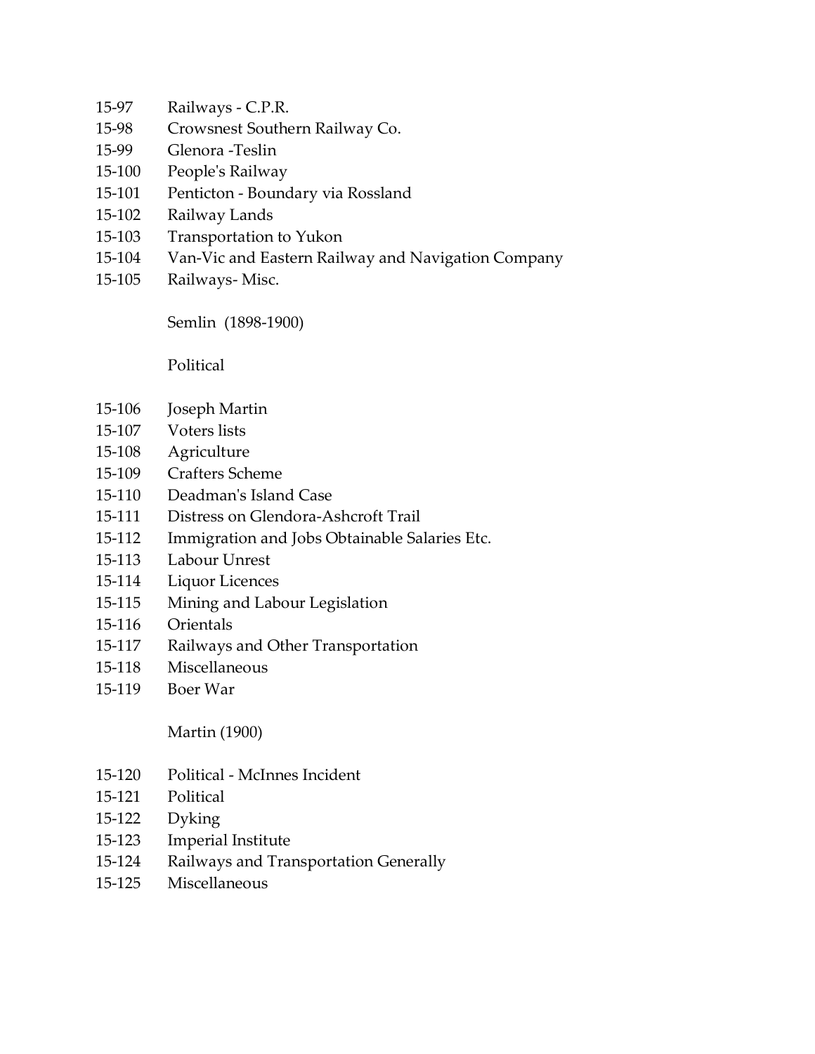15-97 Railways - C.P.R.
15-98 Crowsnest Southern Railway Co.
15-99 Glenora -Teslin
15-100 People's Railway
15-101 Penticton - Boundary via Rossland
15-102 Railway Lands
15-103 Transportation to Yukon
15-104 Van-Vic and Eastern Railway and Navigation Company
15-105 Railways- Misc.

Semlin (1898-1900)

Political

15-106 Joseph Martin
15-107 Voters lists
15-108 Agriculture
15-109 Crafters Scheme
15-110 Deadman's Island Case
15-111 Distress on Glendora-Ashcroft Trail
15-112 Immigration and Jobs Obtainable Salaries Etc.
15-113 Labour Unrest
15-114 Liquor Licences
15-115 Mining and Labour Legislation
15-116 Orientals
15-117 Railways and Other Transportation
15-118 Miscellaneous
15-119 Boer War

Martin (1900)

15-120 Political - McInnes Incident
15-121 Political
15-122 Dyking
15-123 Imperial Institute
15-124 Railways and Transportation Generally
15-125 Miscellaneous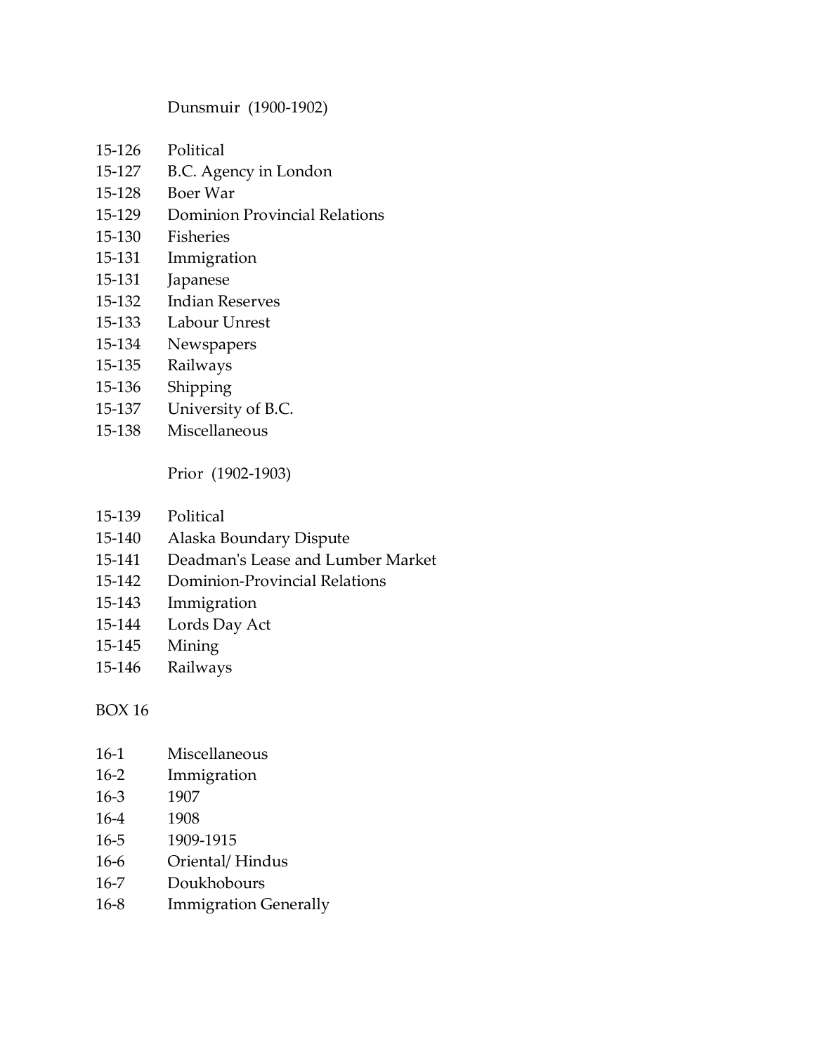Dunsmuir (1900-1902)

15-126 Political
15-127 B.C. Agency in London
15-128 Boer War
15-129 Dominion Provincial Relations
15-130 Fisheries
15-131 Immigration
15-131 Japanese
15-132 Indian Reserves
15-133 Labour Unrest
15-134 Newspapers
15-135 Railways
15-136 Shipping
15-137 University of B.C.
15-138 Miscellaneous

Prior (1902-1903)

15-139 Political
15-140 Alaska Boundary Dispute
15-141 Deadman's Lease and Lumber Market
15-142 Dominion-Provincial Relations
15-143 Immigration
15-144 Lords Day Act
15-145 Mining
15-146 Railways

BOX 16

16-1 Miscellaneous
16-2 Immigration
16-3 1907
16-4 1908
16-5 1909-1915
16-6 Oriental/ Hindus
16-7 Doukhobours
16-8 Immigration Generally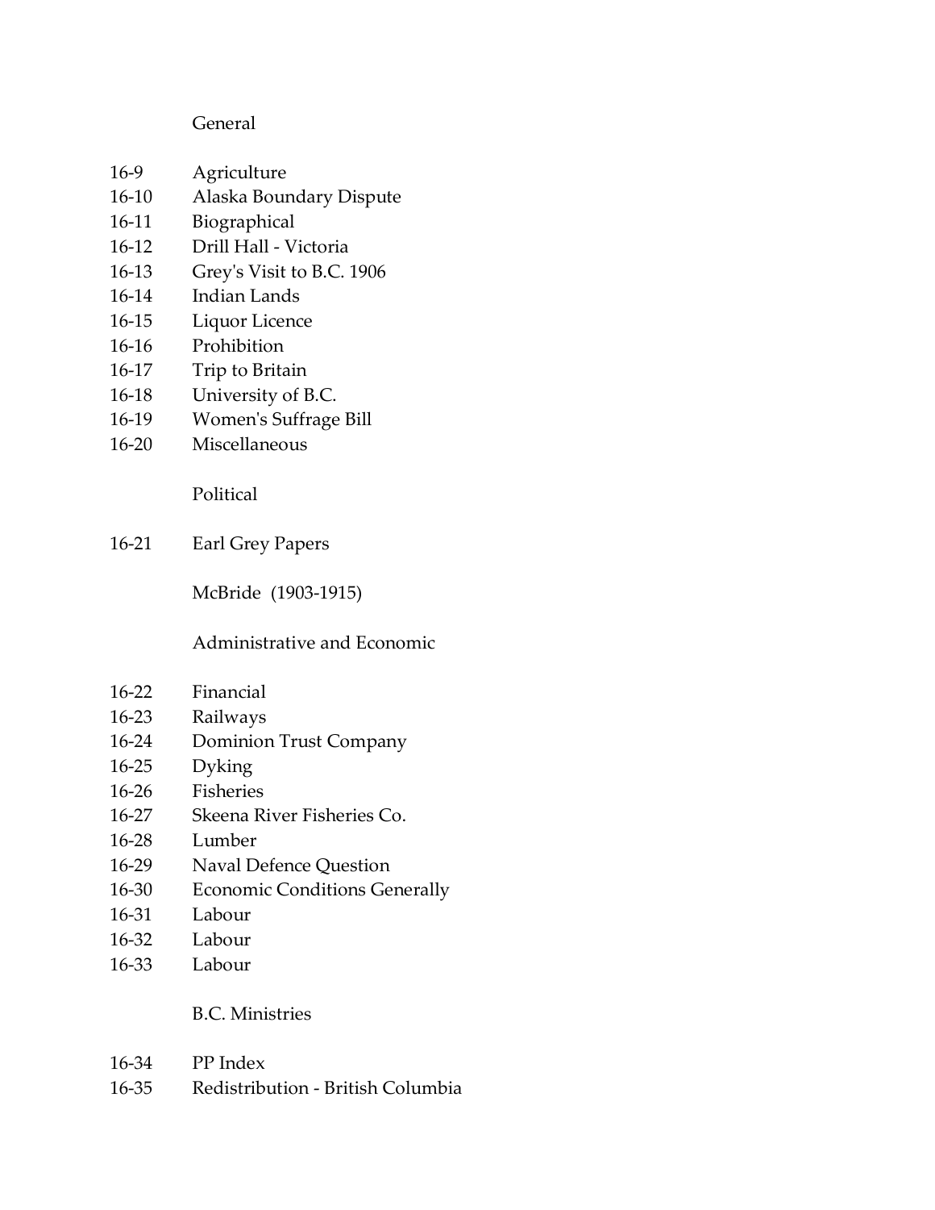General

16-9 Agriculture
16-10 Alaska Boundary Dispute
16-11 Biographical
16-12 Drill Hall - Victoria
16-13 Grey's Visit to B.C. 1906
16-14 Indian Lands
16-15 Liquor Licence
16-16 Prohibition
16-17 Trip to Britain
16-18 University of B.C.
16-19 Women's Suffrage Bill
16-20 Miscellaneous

Political

16-21 Earl Grey Papers

McBride (1903-1915)

Administrative and Economic

16-22 Financial
16-23 Railways
16-24 Dominion Trust Company
16-25 Dyking
16-26 Fisheries
16-27 Skeena River Fisheries Co.
16-28 Lumber
16-29 Naval Defence Question
16-30 Economic Conditions Generally
16-31 Labour
16-32 Labour
16-33 Labour

B.C. Ministries

16-34 PP Index
16-35 Redistribution - British Columbia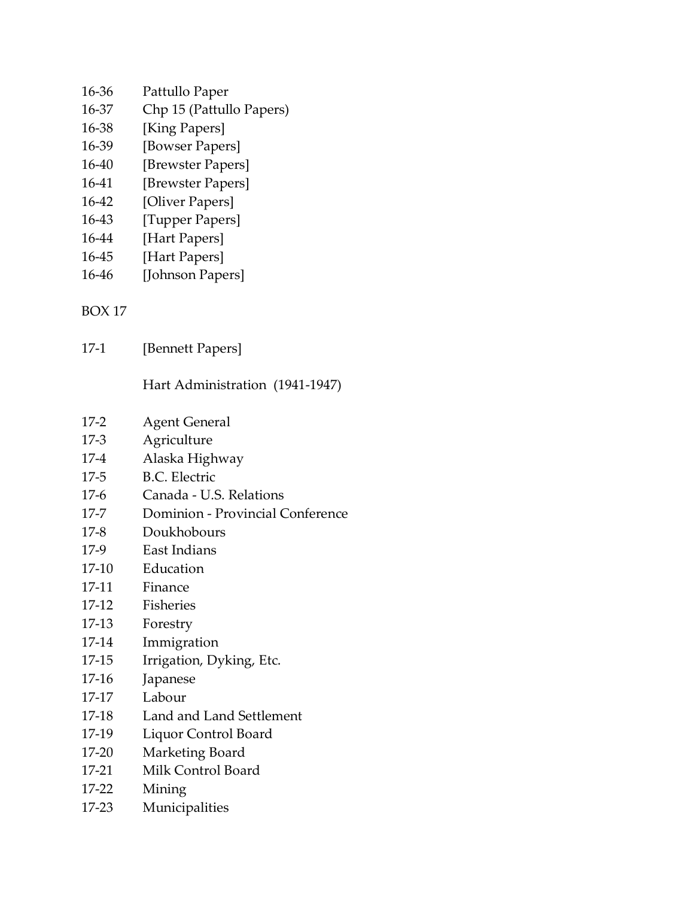16-36 Pattullo Paper
16-37 Chp 15 (Pattullo Papers)
16-38 [King Papers]
16-39 [Bowser Papers]
16-40 [Brewster Papers]
16-41 [Brewster Papers]
16-42 [Oliver Papers]
16-43 [Tupper Papers]
16-44 [Hart Papers]
16-45 [Hart Papers]
16-46 [Johnson Papers]

BOX 17

17-1 [Bennett Papers]

Hart Administration (1941-1947)

17-2 Agent General
17-3 Agriculture
17-4 Alaska Highway
17-5 B.C. Electric
17-6 Canada - U.S. Relations
17-7 Dominion - Provincial Conference
17-8 Doukhobours
17-9 East Indians
17-10 Education
17-11 Finance
17-12 Fisheries
17-13 Forestry
17-14 Immigration
17-15 Irrigation, Dyking, Etc.
17-16 Japanese
17-17 Labour
17-18 Land and Land Settlement
17-19 Liquor Control Board
17-20 Marketing Board
17-21 Milk Control Board
17-22 Mining
17-23 Municipalities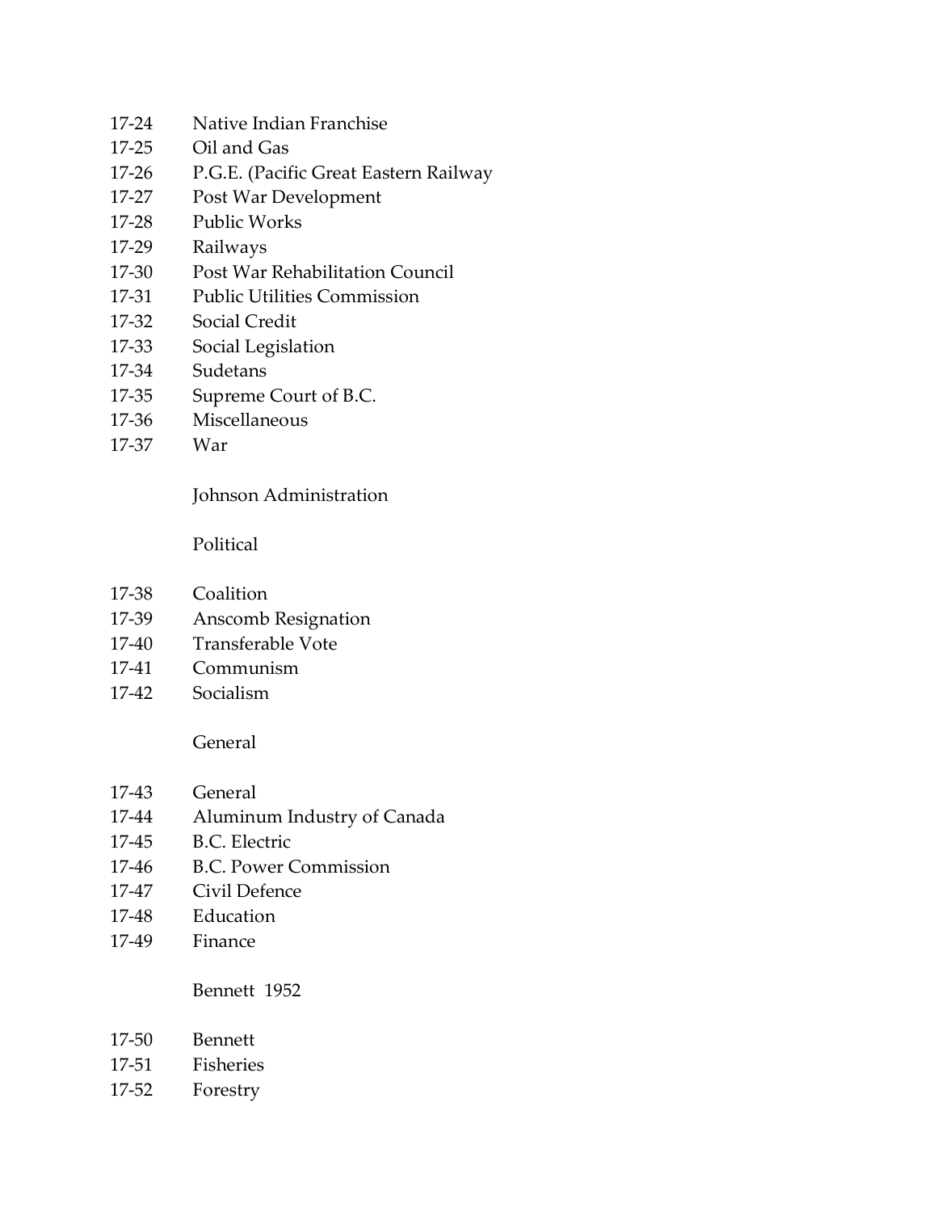17-24 Native Indian Franchise
17-25 Oil and Gas
17-26 P.G.E. (Pacific Great Eastern Railway
17-27 Post War Development
17-28 Public Works
17-29 Railways
17-30 Post War Rehabilitation Council
17-31 Public Utilities Commission
17-32 Social Credit
17-33 Social Legislation
17-34 Sudetans
17-35 Supreme Court of B.C.
17-36 Miscellaneous
17-37 War

Johnson Administration

Political

17-38 Coalition
17-39 Anscomb Resignation
17-40 Transferable Vote
17-41 Communism
17-42 Socialism

General

17-43 General
17-44 Aluminum Industry of Canada
17-45 B.C. Electric
17-46 B.C. Power Commission
17-47 Civil Defence
17-48 Education
17-49 Finance

Bennett 1952

17-50 Bennett
17-51 Fisheries
17-52 Forestry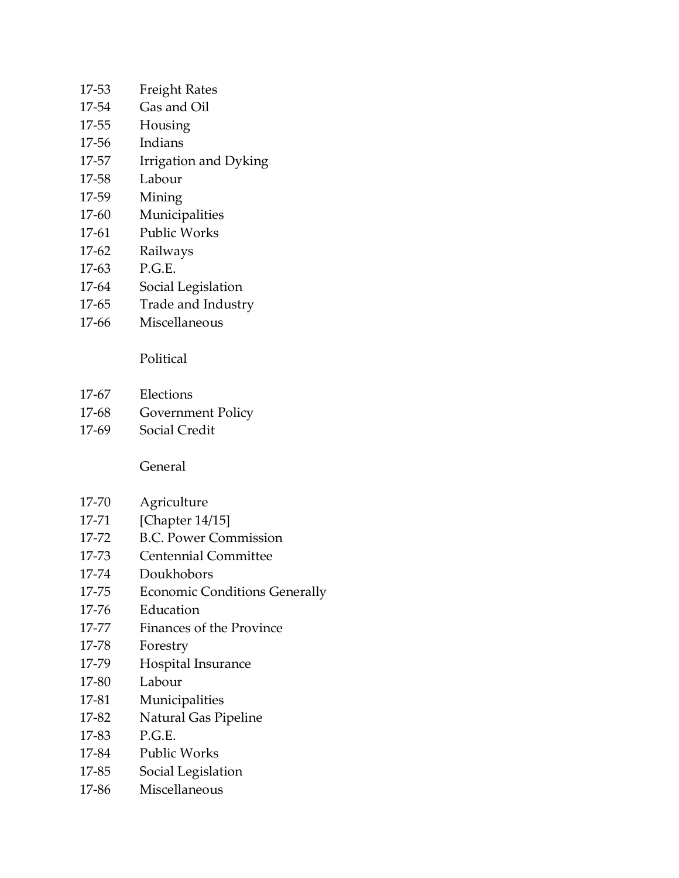17-53 Freight Rates
17-54 Gas and Oil
17-55 Housing
17-56 Indians
17-57 Irrigation and Dyking
17-58 Labour
17-59 Mining
17-60 Municipalities
17-61 Public Works
17-62 Railways
17-63 P.G.E.
17-64 Social Legislation
17-65 Trade and Industry
17-66 Miscellaneous

Political

17-67 Elections
17-68 Government Policy
17-69 Social Credit

General

17-70 Agriculture
17-71 [Chapter 14/15]
17-72 B.C. Power Commission
17-73 Centennial Committee
17-74 Doukhobors
17-75 Economic Conditions Generally
17-76 Education
17-77 Finances of the Province
17-78 Forestry
17-79 Hospital Insurance
17-80 Labour
17-81 Municipalities
17-82 Natural Gas Pipeline
17-83 P.G.E.
17-84 Public Works
17-85 Social Legislation
17-86 Miscellaneous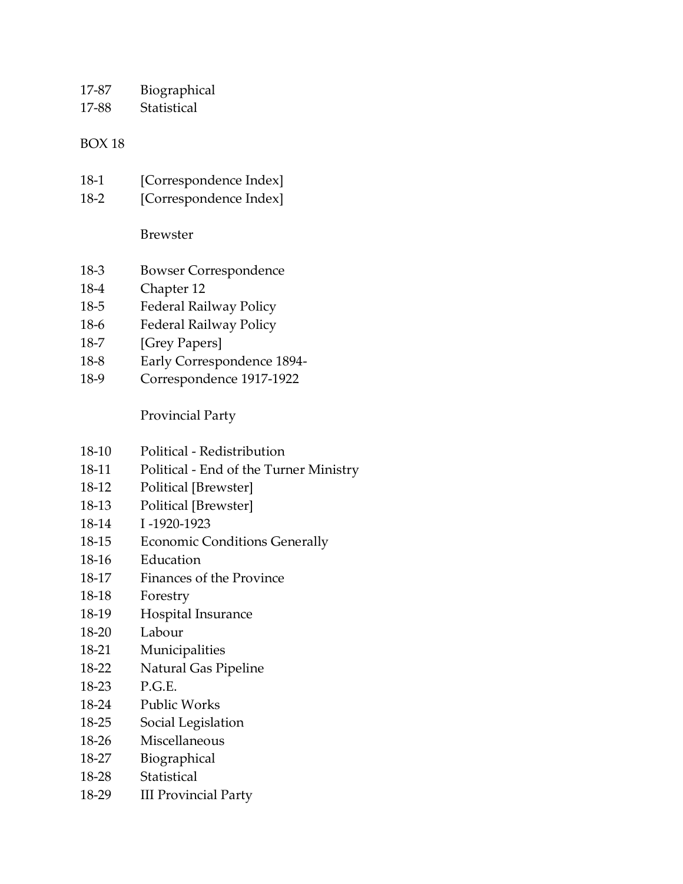17-87	Biographical
17-88	Statistical

BOX 18

18-1	[Correspondence Index]
18-2	[Correspondence Index]

Brewster

18-3	Bowser Correspondence
18-4	Chapter 12
18-5	Federal Railway Policy
18-6	Federal Railway Policy
18-7	[Grey Papers]
18-8	Early Correspondence 1894-
18-9	Correspondence 1917-1922

Provincial Party

18-10	Political - Redistribution
18-11	Political - End of the Turner Ministry
18-12	Political [Brewster]
18-13	Political [Brewster]
18-14	I -1920-1923
18-15	Economic Conditions Generally
18-16	Education
18-17	Finances of the Province
18-18	Forestry
18-19	Hospital Insurance
18-20	Labour
18-21	Municipalities
18-22	Natural Gas Pipeline
18-23	P.G.E.
18-24	Public Works
18-25	Social Legislation
18-26	Miscellaneous
18-27	Biographical
18-28	Statistical
18-29	III Provincial Party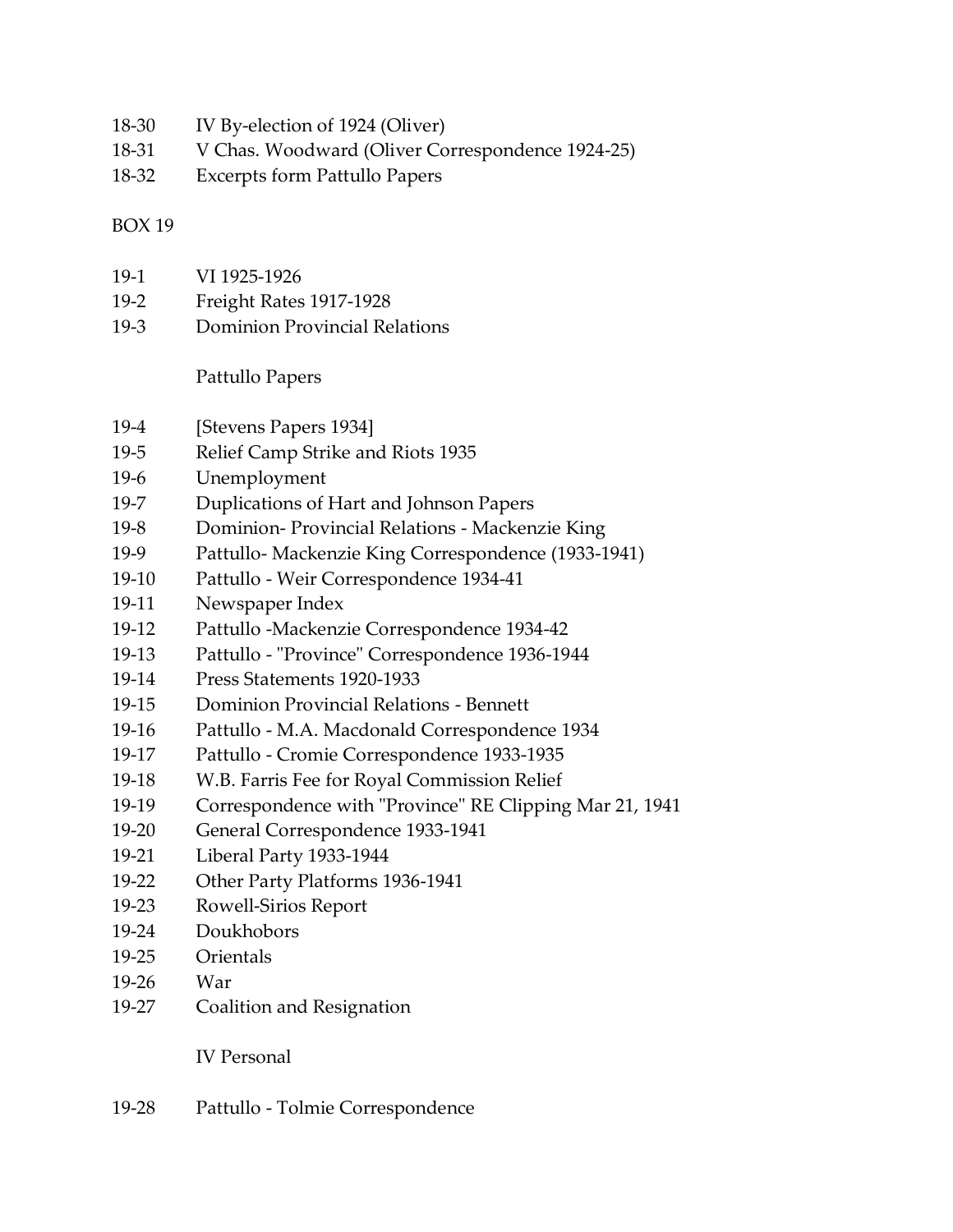18-30 IV By-election of 1924 (Oliver)
18-31 V Chas. Woodward (Oliver Correspondence 1924-25)
18-32 Excerpts form Pattullo Papers

BOX 19

19-1 VI 1925-1926
19-2 Freight Rates 1917-1928
19-3 Dominion Provincial Relations

Pattullo Papers

19-4 [Stevens Papers 1934]
19-5 Relief Camp Strike and Riots 1935
19-6 Unemployment
19-7 Duplications of Hart and Johnson Papers
19-8 Dominion- Provincial Relations - Mackenzie King
19-9 Pattullo- Mackenzie King Correspondence (1933-1941)
19-10 Pattullo - Weir Correspondence 1934-41
19-11 Newspaper Index
19-12 Pattullo -Mackenzie Correspondence 1934-42
19-13 Pattullo - "Province" Correspondence 1936-1944
19-14 Press Statements 1920-1933
19-15 Dominion Provincial Relations - Bennett
19-16 Pattullo - M.A. Macdonald Correspondence 1934
19-17 Pattullo - Cromie Correspondence 1933-1935
19-18 W.B. Farris Fee for Royal Commission Relief
19-19 Correspondence with "Province" RE Clipping Mar 21, 1941
19-20 General Correspondence 1933-1941
19-21 Liberal Party 1933-1944
19-22 Other Party Platforms 1936-1941
19-23 Rowell-Sirios Report
19-24 Doukhobors
19-25 Orientals
19-26 War
19-27 Coalition and Resignation

IV Personal

19-28 Pattullo - Tolmie Correspondence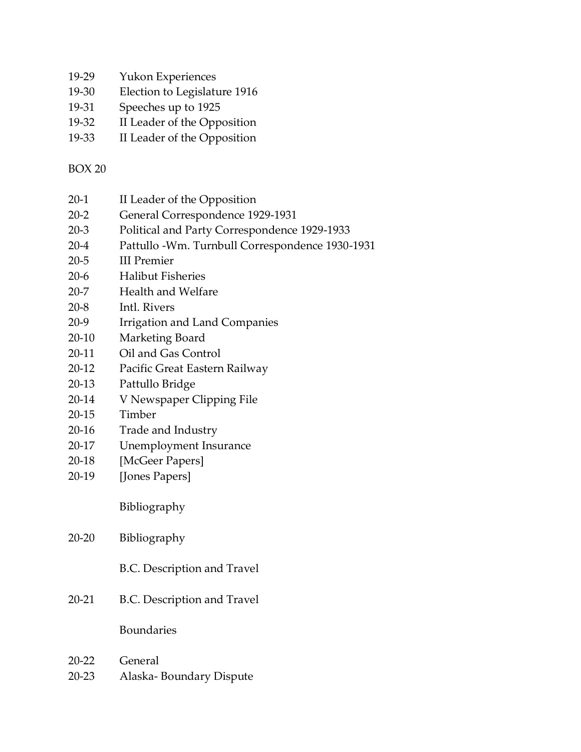19-29 Yukon Experiences
19-30 Election to Legislature 1916
19-31 Speeches up to 1925
19-32 II Leader of the Opposition
19-33 II Leader of the Opposition

BOX 20

20-1 II Leader of the Opposition
20-2 General Correspondence 1929-1931
20-3 Political and Party Correspondence 1929-1933
20-4 Pattullo -Wm. Turnbull Correspondence 1930-1931
20-5 III Premier
20-6 Halibut Fisheries
20-7 Health and Welfare
20-8 Intl. Rivers
20-9 Irrigation and Land Companies
20-10 Marketing Board
20-11 Oil and Gas Control
20-12 Pacific Great Eastern Railway
20-13 Pattullo Bridge
20-14 V Newspaper Clipping File
20-15 Timber
20-16 Trade and Industry
20-17 Unemployment Insurance
20-18 [McGeer Papers]
20-19 [Jones Papers]

Bibliography

20-20 Bibliography

B.C. Description and Travel

20-21 B.C. Description and Travel

Boundaries

20-22 General
20-23 Alaska- Boundary Dispute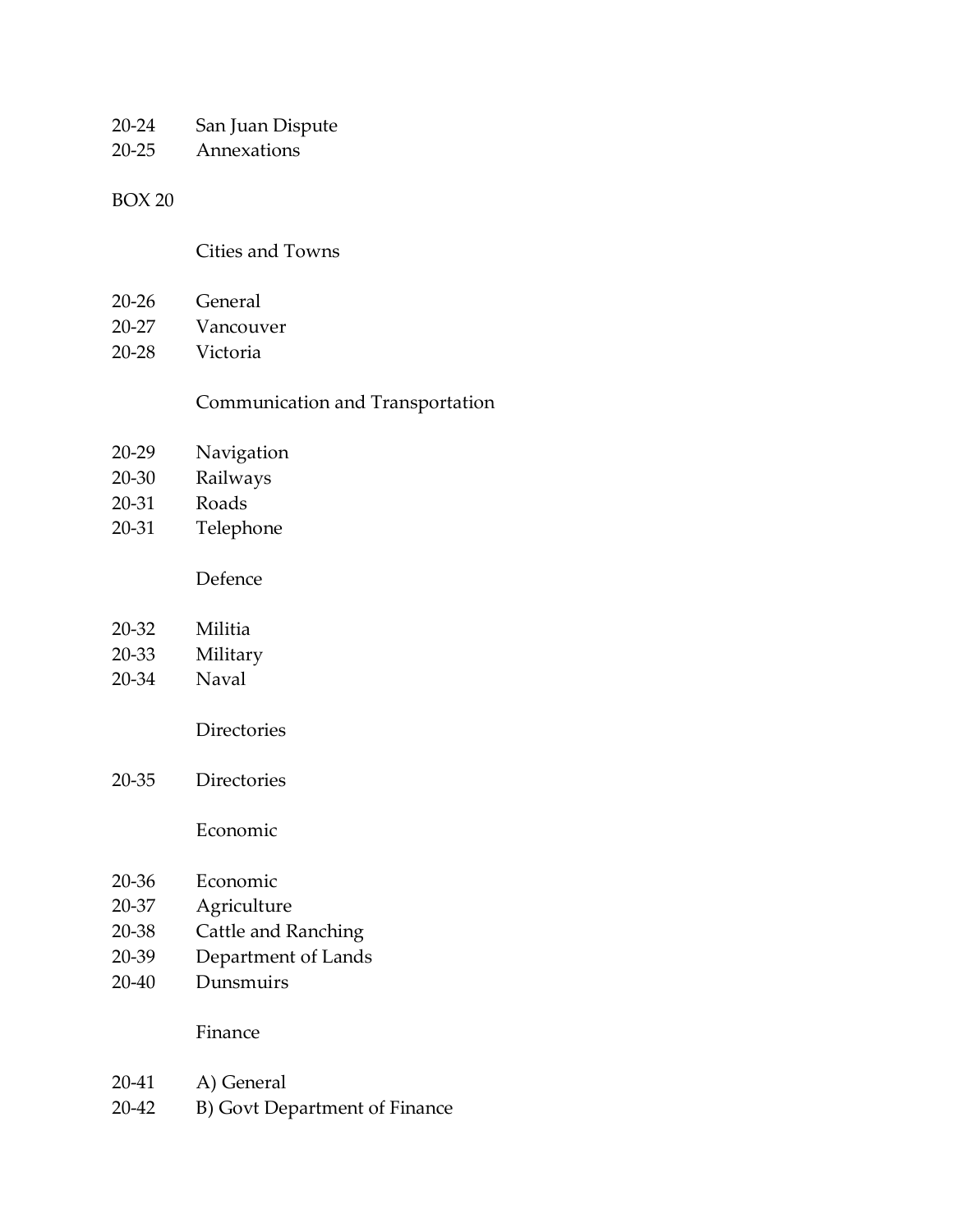20-24 San Juan Dispute
20-25 Annexations

BOX 20

Cities and Towns

20-26 General
20-27 Vancouver
20-28 Victoria

Communication and Transportation

20-29 Navigation
20-30 Railways
20-31 Roads
20-31 Telephone

Defence

20-32 Militia
20-33 Military
20-34 Naval

Directories

20-35 Directories

Economic

20-36 Economic
20-37 Agriculture
20-38 Cattle and Ranching
20-39 Department of Lands
20-40 Dunsmuirs

Finance

20-41 A) General
20-42 B) Govt Department of Finance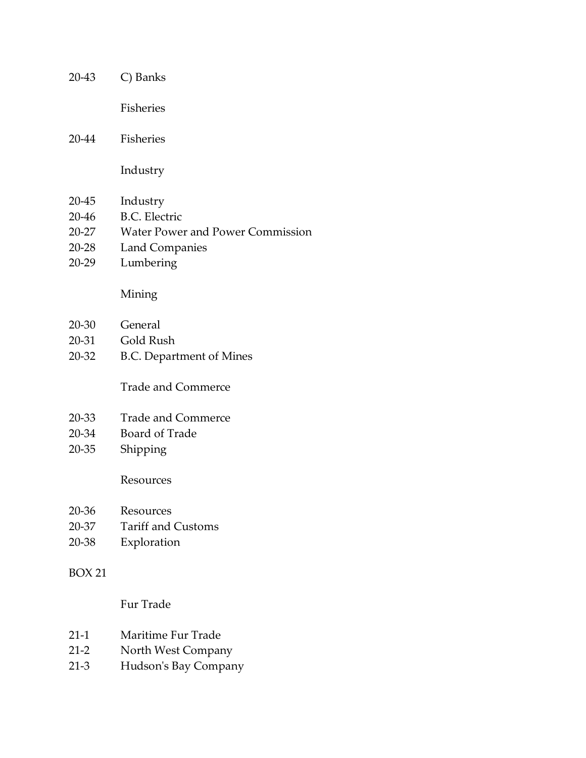20-43 C) Banks

Fisheries

20-44 Fisheries

Industry

20-45 Industry
20-46 B.C. Electric
20-27 Water Power and Power Commission
20-28 Land Companies
20-29 Lumbering

Mining

20-30 General
20-31 Gold Rush
20-32 B.C. Department of Mines

Trade and Commerce

20-33 Trade and Commerce
20-34 Board of Trade
20-35 Shipping

Resources

20-36 Resources
20-37 Tariff and Customs
20-38 Exploration

BOX 21

Fur Trade

21-1 Maritime Fur Trade
21-2 North West Company
21-3 Hudson's Bay Company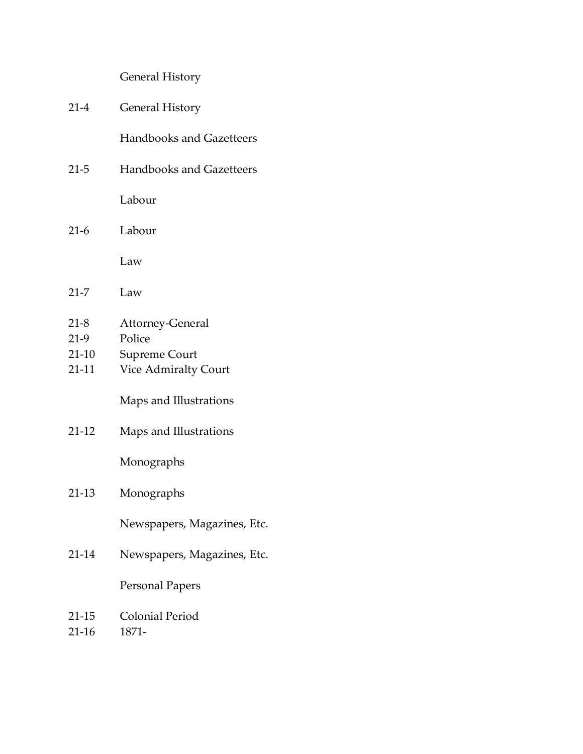General History

21-4 General History

Handbooks and Gazetteers

21-5 Handbooks and Gazetteers

Labour

21-6 Labour

Law

21-7 Law

21-8 Attorney-General
21-9 Police
21-10 Supreme Court
21-11 Vice Admiralty Court

Maps and Illustrations

21-12 Maps and Illustrations

Monographs

21-13 Monographs

Newspapers, Magazines, Etc.

21-14 Newspapers, Magazines, Etc.

Personal Papers

21-15 Colonial Period
21-16 1871-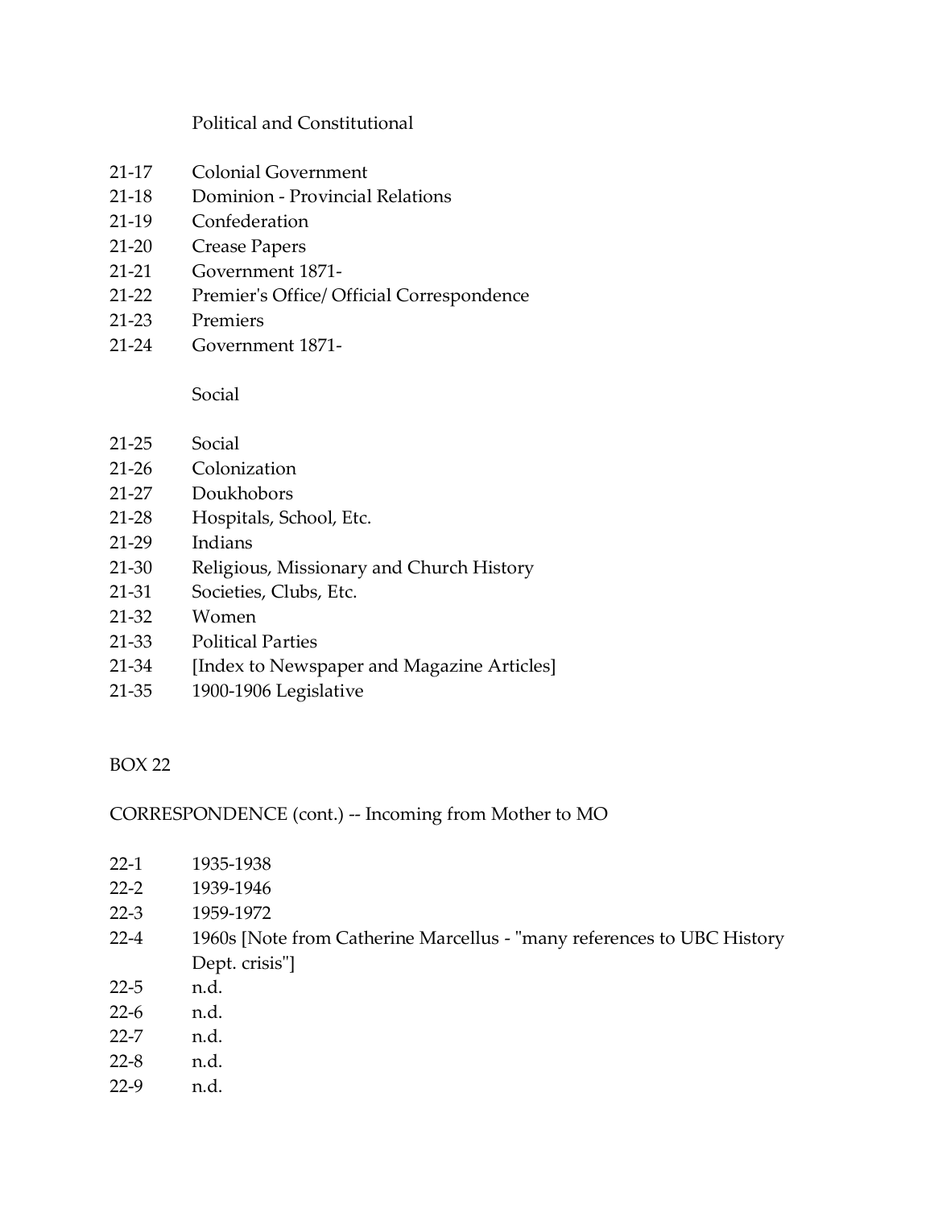Political and Constitutional

21-17 Colonial Government
21-18 Dominion - Provincial Relations
21-19 Confederation
21-20 Crease Papers
21-21 Government 1871-
21-22 Premier's Office/ Official Correspondence
21-23 Premiers
21-24 Government 1871-

Social

21-25 Social
21-26 Colonization
21-27 Doukhobors
21-28 Hospitals, School, Etc.
21-29 Indians
21-30 Religious, Missionary and Church History
21-31 Societies, Clubs, Etc.
21-32 Women
21-33 Political Parties
21-34 [Index to Newspaper and Magazine Articles]
21-35 1900-1906 Legislative

BOX 22

CORRESPONDENCE (cont.) -- Incoming from Mother to MO

22-1 1935-1938
22-2 1939-1946
22-3 1959-1972
22-4 1960s [Note from Catherine Marcellus - "many references to UBC History Dept. crisis"]
22-5 n.d.
22-6 n.d.
22-7 n.d.
22-8 n.d.
22-9 n.d.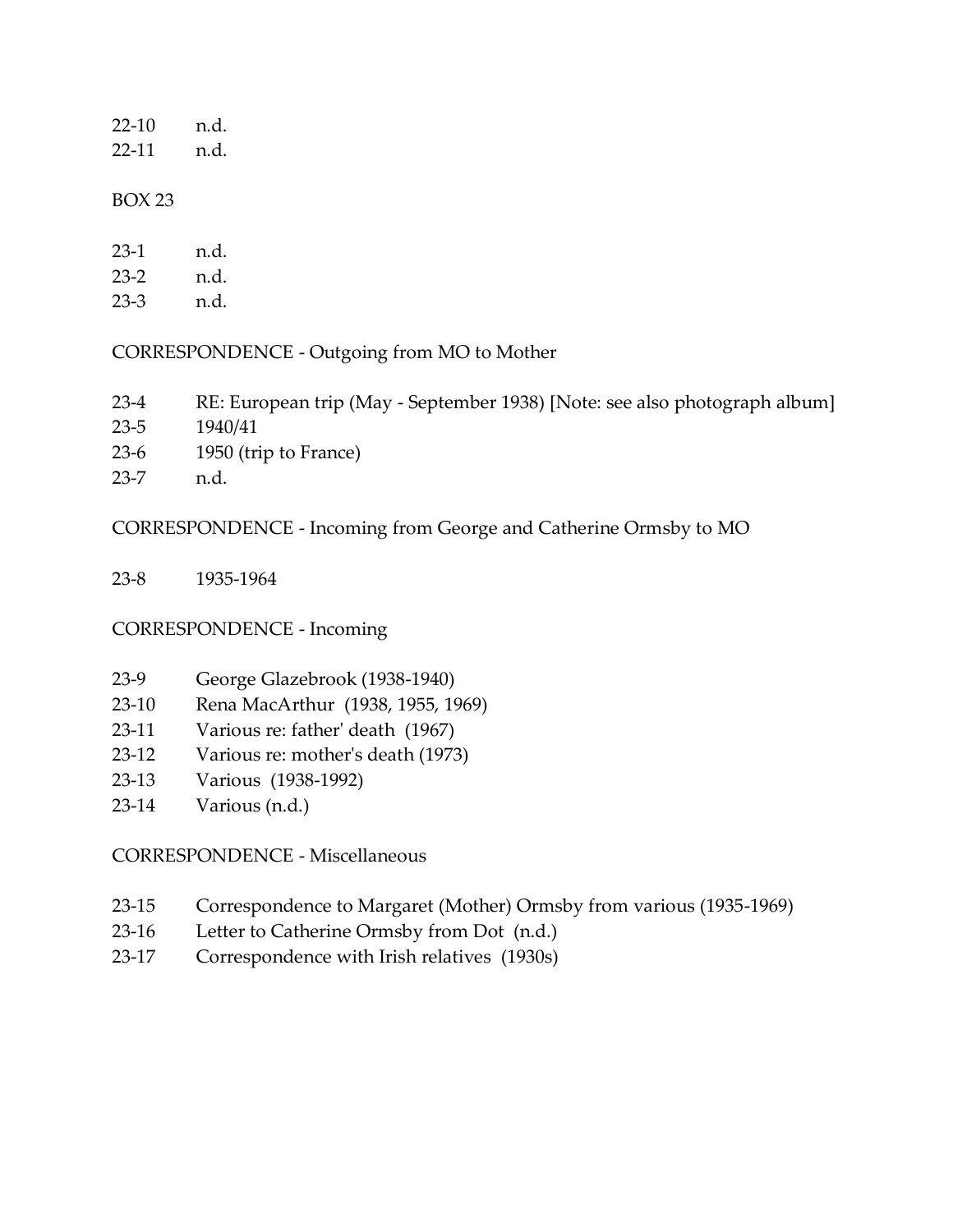22-10 n.d.
22-11 n.d.

BOX 23

23-1 n.d.
23-2 n.d.
23-3 n.d.

CORRESPONDENCE - Outgoing from MO to Mother

23-4 RE: European trip (May - September 1938) [Note: see also photograph album]
23-5 1940/41
23-6 1950 (trip to France)
23-7 n.d.

CORRESPONDENCE - Incoming from George and Catherine Ormsby to MO

23-8 1935-1964

CORRESPONDENCE - Incoming

23-9 George Glazebrook (1938-1940)
23-10 Rena MacArthur (1938, 1955, 1969)
23-11 Various re: father' death (1967)
23-12 Various re: mother's death (1973)
23-13 Various (1938-1992)
23-14 Various (n.d.)

CORRESPONDENCE - Miscellaneous

23-15 Correspondence to Margaret (Mother) Ormsby from various (1935-1969)
23-16 Letter to Catherine Ormsby from Dot (n.d.)
23-17 Correspondence with Irish relatives (1930s)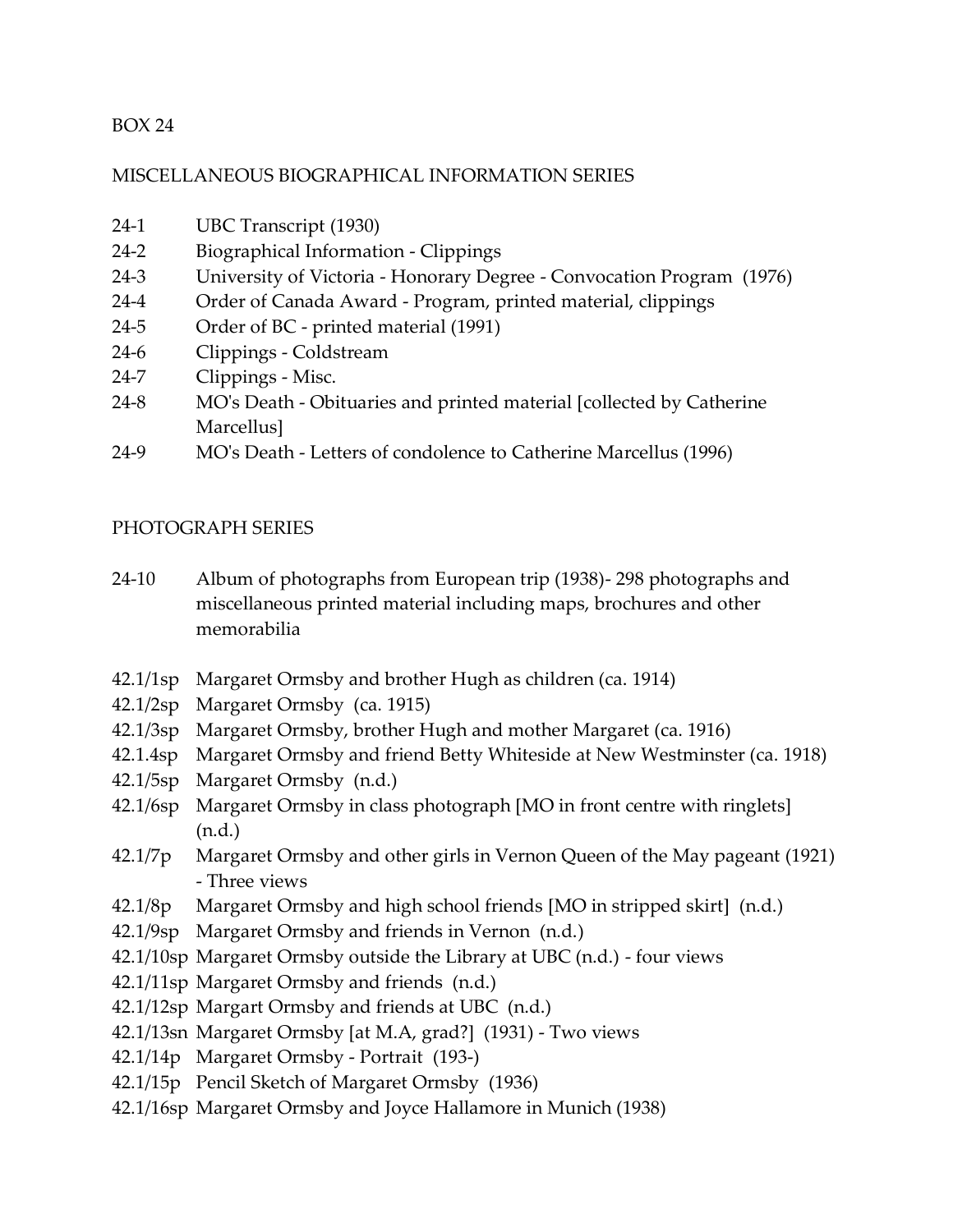BOX 24

MISCELLANEOUS BIOGRAPHICAL INFORMATION SERIES

24-1 UBC Transcript (1930)
24-2 Biographical Information - Clippings
24-3 University of Victoria - Honorary Degree - Convocation Program (1976)
24-4 Order of Canada Award - Program, printed material, clippings
24-5 Order of BC - printed material (1991)
24-6 Clippings - Coldstream
24-7 Clippings - Misc.
24-8 MO's Death - Obituaries and printed material [collected by Catherine Marcellus]
24-9 MO's Death - Letters of condolence to Catherine Marcellus (1996)

PHOTOGRAPH SERIES

24-10 Album of photographs from European trip (1938)- 298 photographs and miscellaneous printed material including maps, brochures and other memorabilia

42.1/1sp Margaret Ormsby and brother Hugh as children (ca. 1914)
42.1/2sp Margaret Ormsby (ca. 1915)
42.1/3sp Margaret Ormsby, brother Hugh and mother Margaret (ca. 1916)
42.1.4sp Margaret Ormsby and friend Betty Whiteside at New Westminster (ca. 1918)
42.1/5sp Margaret Ormsby (n.d.)
42.1/6sp Margaret Ormsby in class photograph [MO in front centre with ringlets] (n.d.)
42.1/7p Margaret Ormsby and other girls in Vernon Queen of the May pageant (1921) - Three views
42.1/8p Margaret Ormsby and high school friends [MO in stripped skirt] (n.d.)
42.1/9sp Margaret Ormsby and friends in Vernon (n.d.)
42.1/10sp Margaret Ormsby outside the Library at UBC (n.d.) - four views
42.1/11sp Margaret Ormsby and friends (n.d.)
42.1/12sp Margart Ormsby and friends at UBC (n.d.)
42.1/13sn Margaret Ormsby [at M.A, grad?] (1931) - Two views
42.1/14p Margaret Ormsby - Portrait (193-)
42.1/15p Pencil Sketch of Margaret Ormsby (1936)
42.1/16sp Margaret Ormsby and Joyce Hallamore in Munich (1938)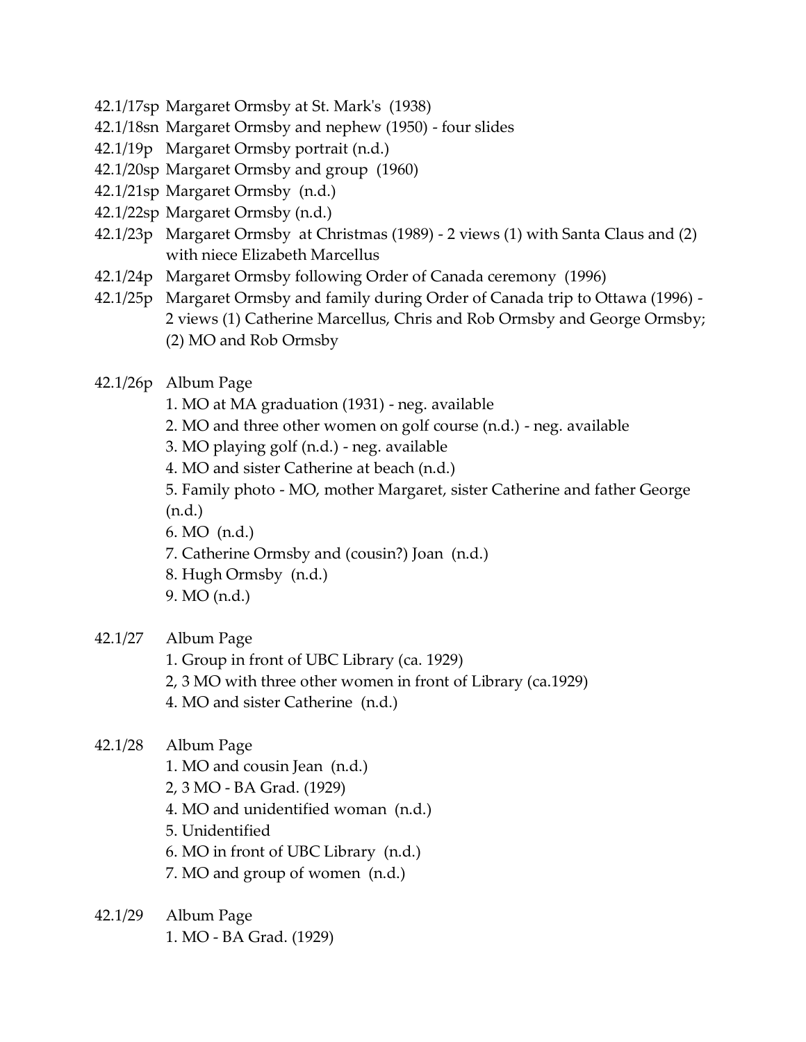42.1/17sp Margaret Ormsby at St. Mark's (1938)
42.1/18sn Margaret Ormsby and nephew (1950) - four slides
42.1/19p Margaret Ormsby portrait (n.d.)
42.1/20sp Margaret Ormsby and group (1960)
42.1/21sp Margaret Ormsby (n.d.)
42.1/22sp Margaret Ormsby (n.d.)
42.1/23p Margaret Ormsby at Christmas (1989) - 2 views (1) with Santa Claus and (2) with niece Elizabeth Marcellus
42.1/24p Margaret Ormsby following Order of Canada ceremony (1996)
42.1/25p Margaret Ormsby and family during Order of Canada trip to Ottawa (1996) - 2 views (1) Catherine Marcellus, Chris and Rob Ormsby and George Ormsby; (2) MO and Rob Ormsby

42.1/26p Album Page
1. MO at MA graduation (1931) - neg. available
2. MO and three other women on golf course (n.d.) - neg. available
3. MO playing golf (n.d.) - neg. available
4. MO and sister Catherine at beach (n.d.)
5. Family photo - MO, mother Margaret, sister Catherine and father George (n.d.)
6. MO (n.d.)
7. Catherine Ormsby and (cousin?) Joan (n.d.)
8. Hugh Ormsby (n.d.)
9. MO (n.d.)

42.1/27 Album Page
1. Group in front of UBC Library (ca. 1929)
2, 3 MO with three other women in front of Library (ca.1929)
4. MO and sister Catherine (n.d.)

42.1/28 Album Page
1. MO and cousin Jean (n.d.)
2, 3 MO - BA Grad. (1929)
4. MO and unidentified woman (n.d.)
5. Unidentified
6. MO in front of UBC Library (n.d.)
7. MO and group of women (n.d.)

42.1/29 Album Page
1. MO - BA Grad. (1929)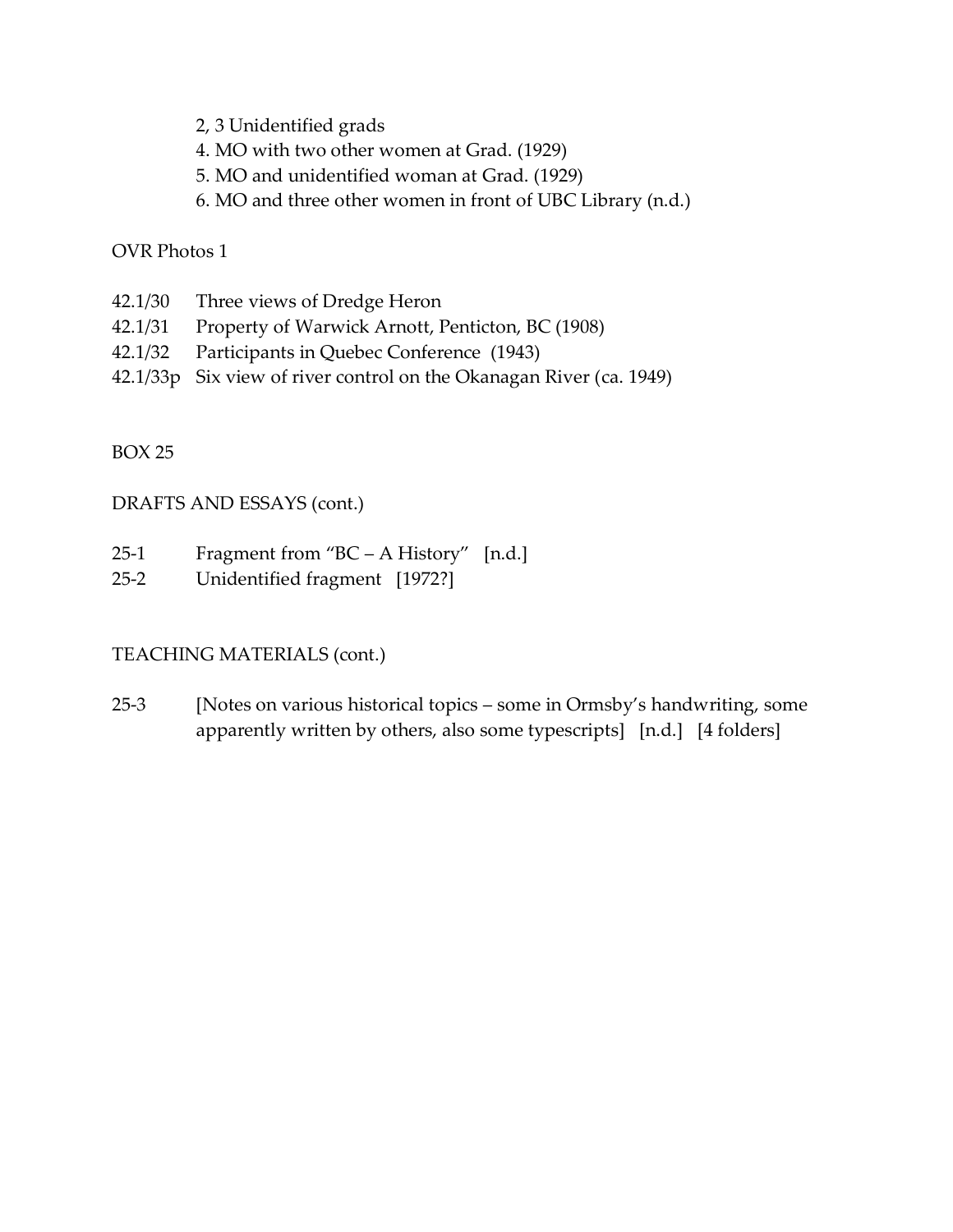2, 3 Unidentified grads
4. MO with two other women at Grad. (1929)
5. MO and unidentified woman at Grad. (1929)
6. MO and three other women in front of UBC Library (n.d.)

OVR Photos 1

42.1/30 Three views of Dredge Heron
42.1/31 Property of Warwick Arnott, Penticton, BC (1908)
42.1/32 Participants in Quebec Conference (1943)
42.1/33p Six view of river control on the Okanagan River (ca. 1949)

BOX 25

DRAFTS AND ESSAYS (cont.)

25-1 Fragment from "BC – A History" [n.d.]
25-2 Unidentified fragment [1972?]

TEACHING MATERIALS (cont.)

25-3 [Notes on various historical topics – some in Ormsby's handwriting, some apparently written by others, also some typescripts] [n.d.] [4 folders]